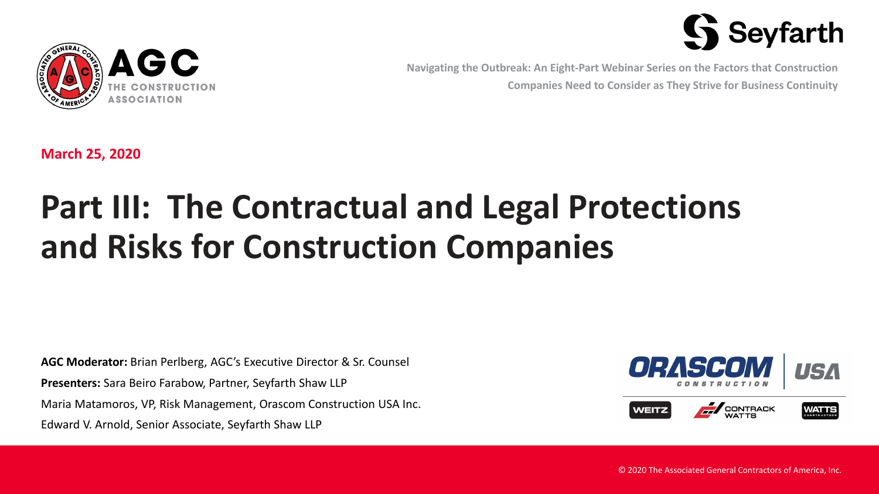AGC THE CONSTRUCTION ASSOCIATION

Seyfarth

Navigating the Outbreak: An Eight-Part Webinar Series on the Factors that Construction Companies Need to Consider as They Strive for Business Continuity

**March 25, 2020**

# Part III: The Contractual and Legal Protections and Risks for Construction Companies

**AGC Moderator:** Brian Perlberg, AGC's Executive Director & Sr. Counsel

**Presenters:** Sara Beiro Farabow, Partner, Seyfarth Shaw LLP

Maria Matamoros, VP, Risk Management, Orascom Construction USA Inc.

Edward V. Arnold, Senior Associate, Seyfarth Shaw LLP

ORASCOM CONSTRUCTION | USA

WEITZ  CONTRACK WATTS  WATTS

© 2020 The Associated General Contractors of America, Inc.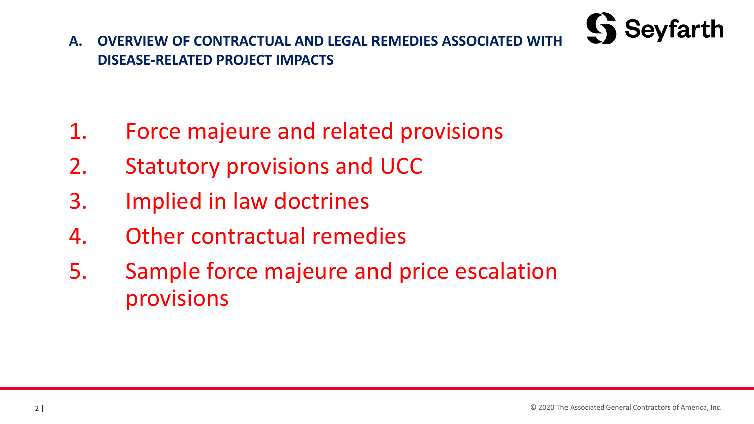## A. OVERVIEW OF CONTRACTUAL AND LEGAL REMEDIES ASSOCIATED WITH DISEASE-RELATED PROJECT IMPACTS

1. Force majeure and related provisions
2. Statutory provisions and UCC
3. Implied in law doctrines
4. Other contractual remedies
5. Sample force majeure and price escalation provisions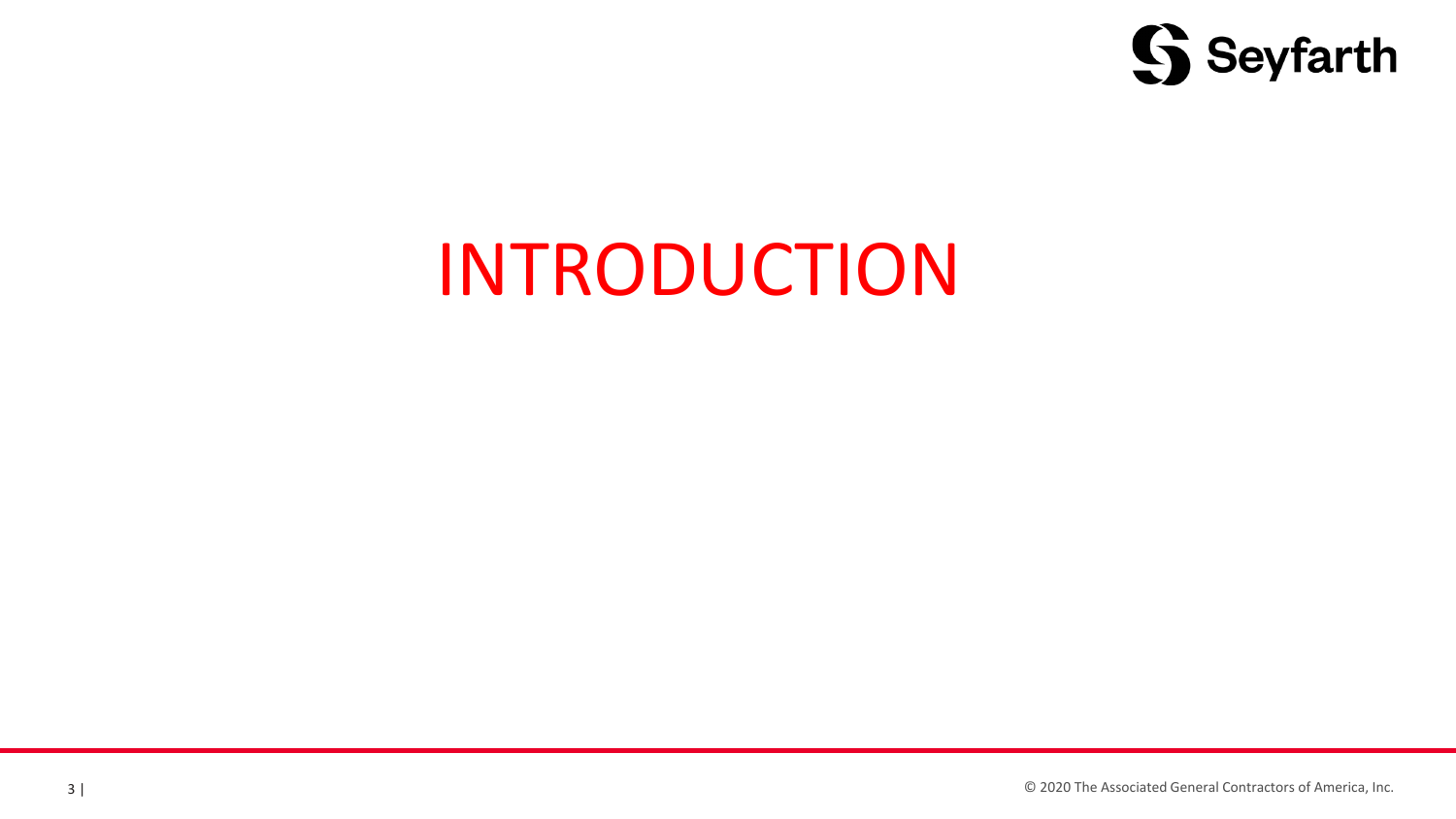# INTRODUCTION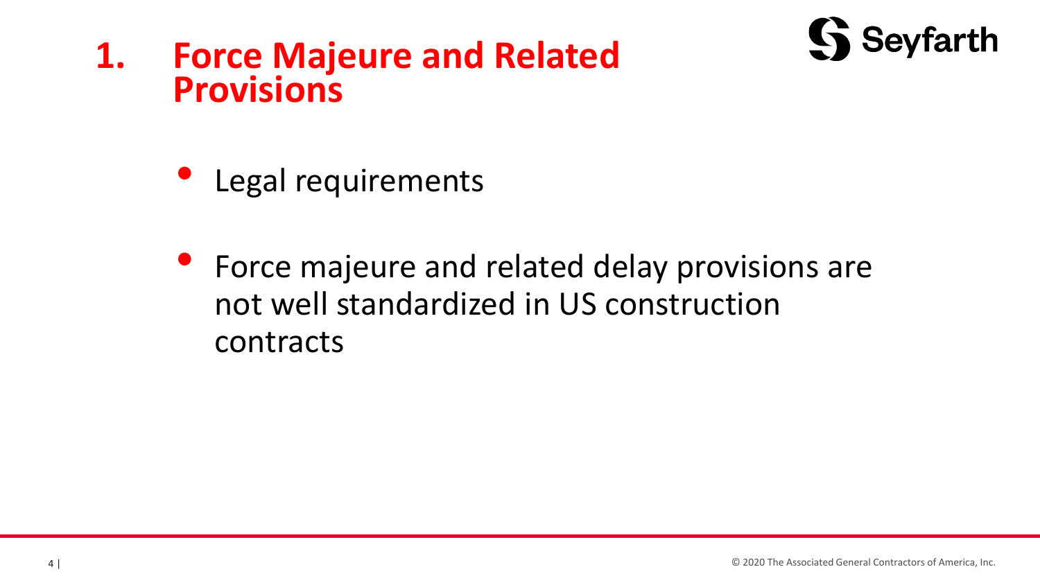# 1. Force Majeure and Related Provisions

- Legal requirements
- Force majeure and related delay provisions are not well standardized in US construction contracts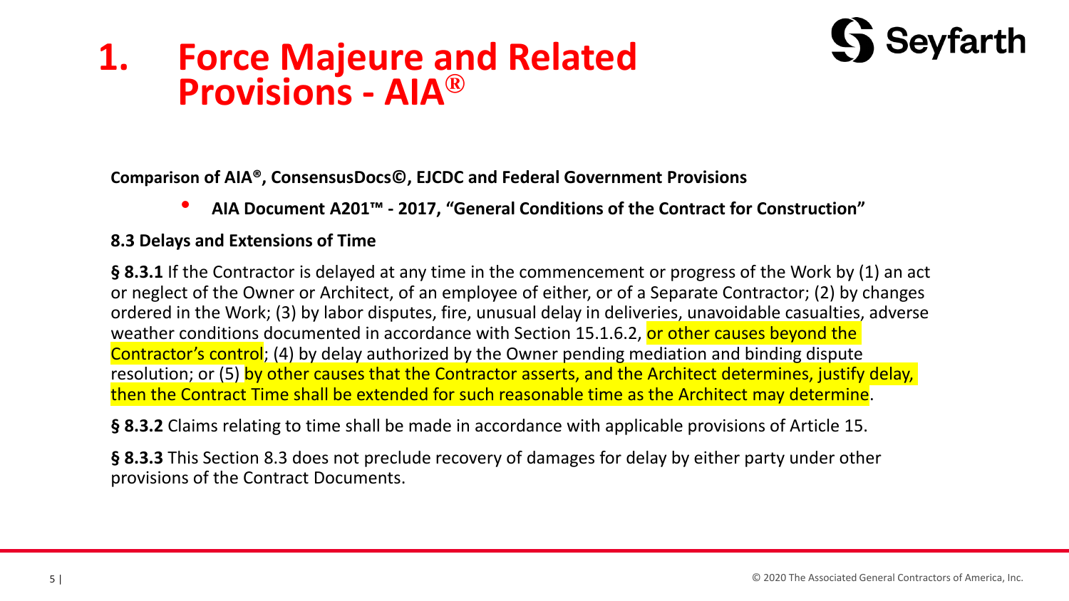# 1. Force Majeure and Related Provisions - AIA®

**Comparison of AIA®, ConsensusDocs©, EJCDC and Federal Government Provisions**

- **AIA Document A201™ - 2017, "General Conditions of the Contract for Construction"**

**8.3 Delays and Extensions of Time**

**§ 8.3.1** If the Contractor is delayed at any time in the commencement or progress of the Work by (1) an act or neglect of the Owner or Architect, of an employee of either, or of a Separate Contractor; (2) by changes ordered in the Work; (3) by labor disputes, fire, unusual delay in deliveries, unavoidable casualties, adverse weather conditions documented in accordance with Section 15.1.6.2, or other causes beyond the Contractor's control; (4) by delay authorized by the Owner pending mediation and binding dispute resolution; or (5) by other causes that the Contractor asserts, and the Architect determines, justify delay, then the Contract Time shall be extended for such reasonable time as the Architect may determine.

**§ 8.3.2** Claims relating to time shall be made in accordance with applicable provisions of Article 15.

**§ 8.3.3** This Section 8.3 does not preclude recovery of damages for delay by either party under other provisions of the Contract Documents.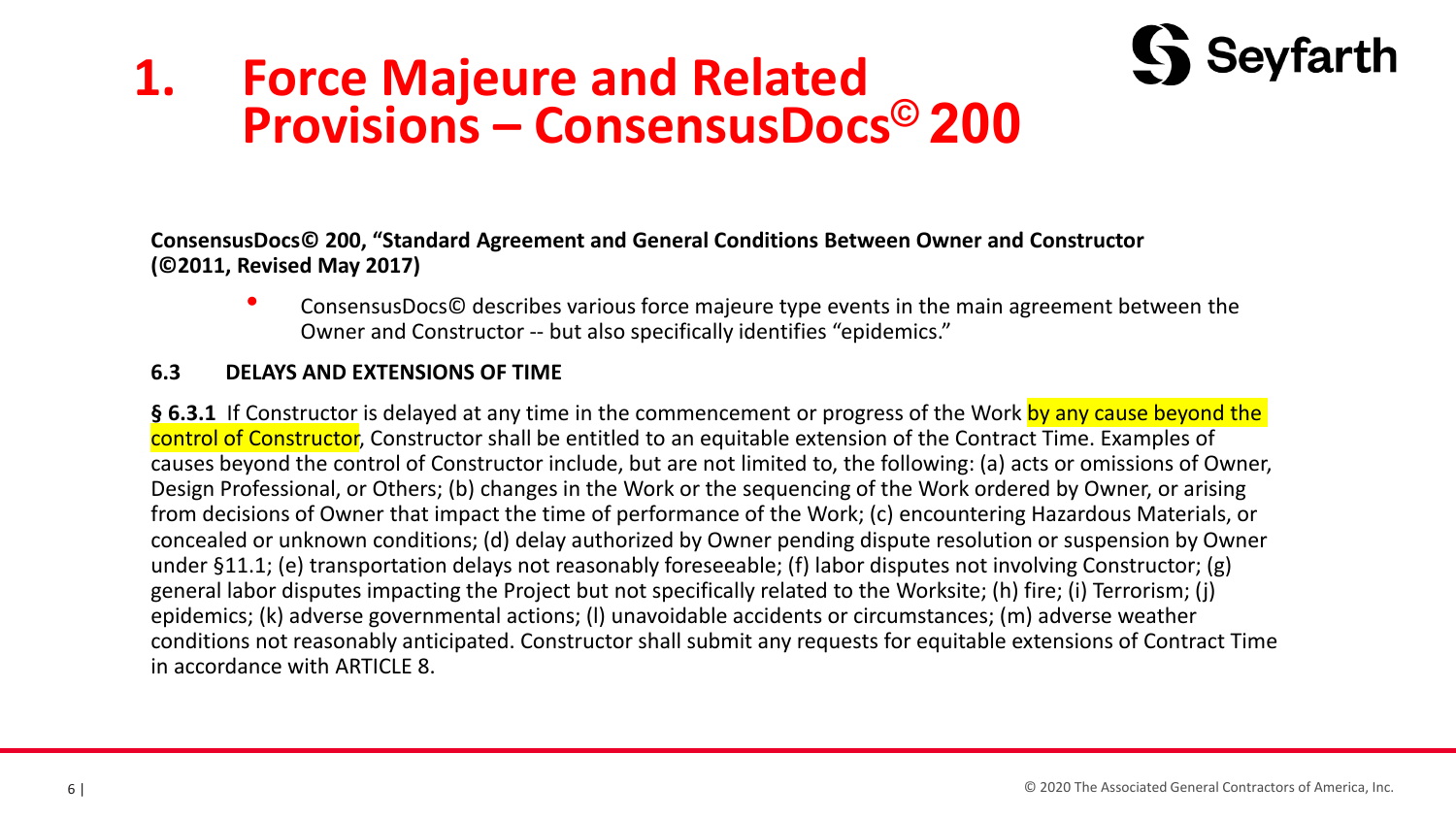# 1. Force Majeure and Related Provisions – ConsensusDocs© 200

**ConsensusDocs© 200, "Standard Agreement and General Conditions Between Owner and Constructor (©2011, Revised May 2017)**

- ConsensusDocs© describes various force majeure type events in the main agreement between the Owner and Constructor -- but also specifically identifies "epidemics."

**6.3 DELAYS AND EXTENSIONS OF TIME**

**§ 6.3.1** If Constructor is delayed at any time in the commencement or progress of the Work by any cause beyond the control of Constructor, Constructor shall be entitled to an equitable extension of the Contract Time. Examples of causes beyond the control of Constructor include, but are not limited to, the following: (a) acts or omissions of Owner, Design Professional, or Others; (b) changes in the Work or the sequencing of the Work ordered by Owner, or arising from decisions of Owner that impact the time of performance of the Work; (c) encountering Hazardous Materials, or concealed or unknown conditions; (d) delay authorized by Owner pending dispute resolution or suspension by Owner under §11.1; (e) transportation delays not reasonably foreseeable; (f) labor disputes not involving Constructor; (g) general labor disputes impacting the Project but not specifically related to the Worksite; (h) fire; (i) Terrorism; (j) epidemics; (k) adverse governmental actions; (l) unavoidable accidents or circumstances; (m) adverse weather conditions not reasonably anticipated. Constructor shall submit any requests for equitable extensions of Contract Time in accordance with ARTICLE 8.

© 2020 The Associated General Contractors of America, Inc.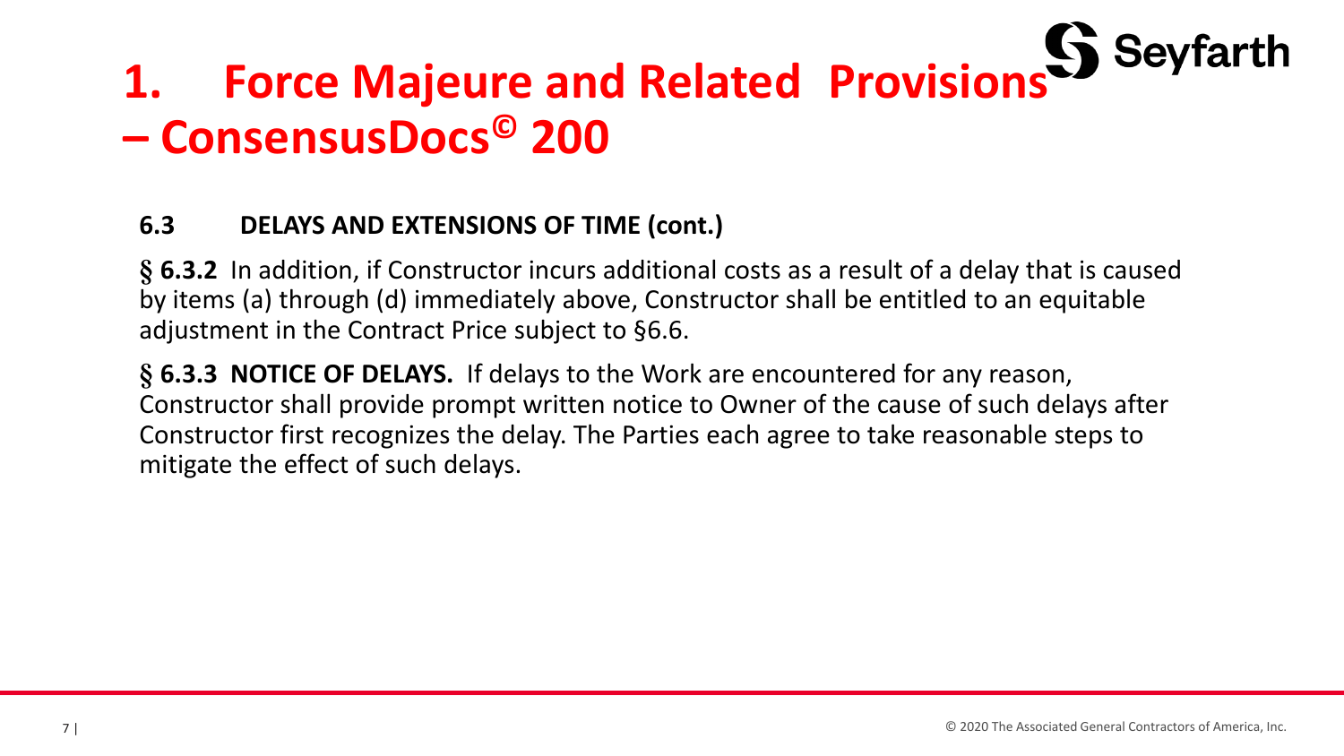# 1. Force Majeure and Related Provisions – ConsensusDocs© 200

### 6.3 DELAYS AND EXTENSIONS OF TIME (cont.)

**§ 6.3.2** In addition, if Constructor incurs additional costs as a result of a delay that is caused by items (a) through (d) immediately above, Constructor shall be entitled to an equitable adjustment in the Contract Price subject to §6.6.

**§ 6.3.3 NOTICE OF DELAYS.** If delays to the Work are encountered for any reason, Constructor shall provide prompt written notice to Owner of the cause of such delays after Constructor first recognizes the delay. The Parties each agree to take reasonable steps to mitigate the effect of such delays.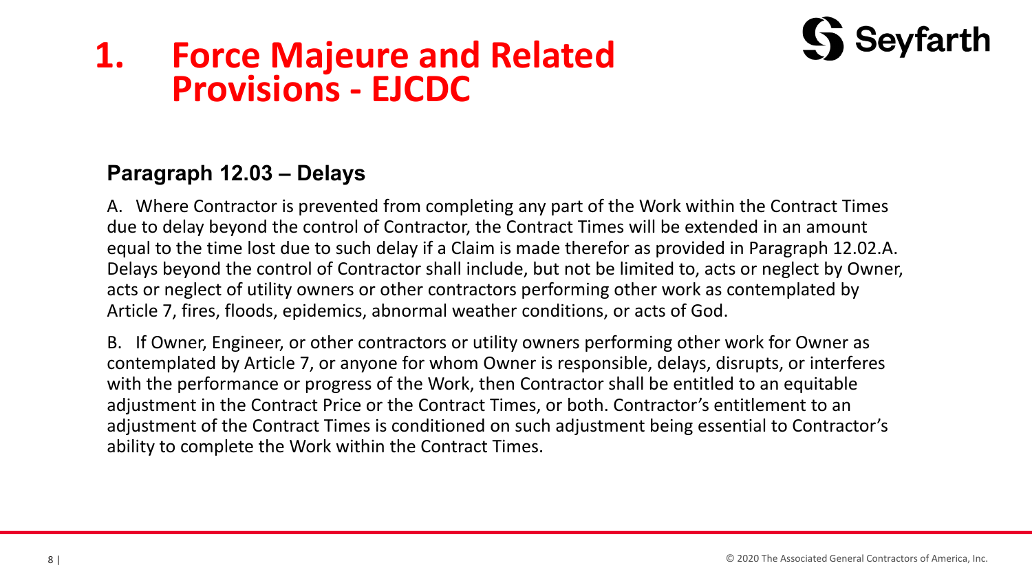# 1. Force Majeure and Related Provisions - EJCDC

## Paragraph 12.03 – Delays

A. Where Contractor is prevented from completing any part of the Work within the Contract Times due to delay beyond the control of Contractor, the Contract Times will be extended in an amount equal to the time lost due to such delay if a Claim is made therefor as provided in Paragraph 12.02.A. Delays beyond the control of Contractor shall include, but not be limited to, acts or neglect by Owner, acts or neglect of utility owners or other contractors performing other work as contemplated by Article 7, fires, floods, epidemics, abnormal weather conditions, or acts of God.

B. If Owner, Engineer, or other contractors or utility owners performing other work for Owner as contemplated by Article 7, or anyone for whom Owner is responsible, delays, disrupts, or interferes with the performance or progress of the Work, then Contractor shall be entitled to an equitable adjustment in the Contract Price or the Contract Times, or both. Contractor's entitlement to an adjustment of the Contract Times is conditioned on such adjustment being essential to Contractor's ability to complete the Work within the Contract Times.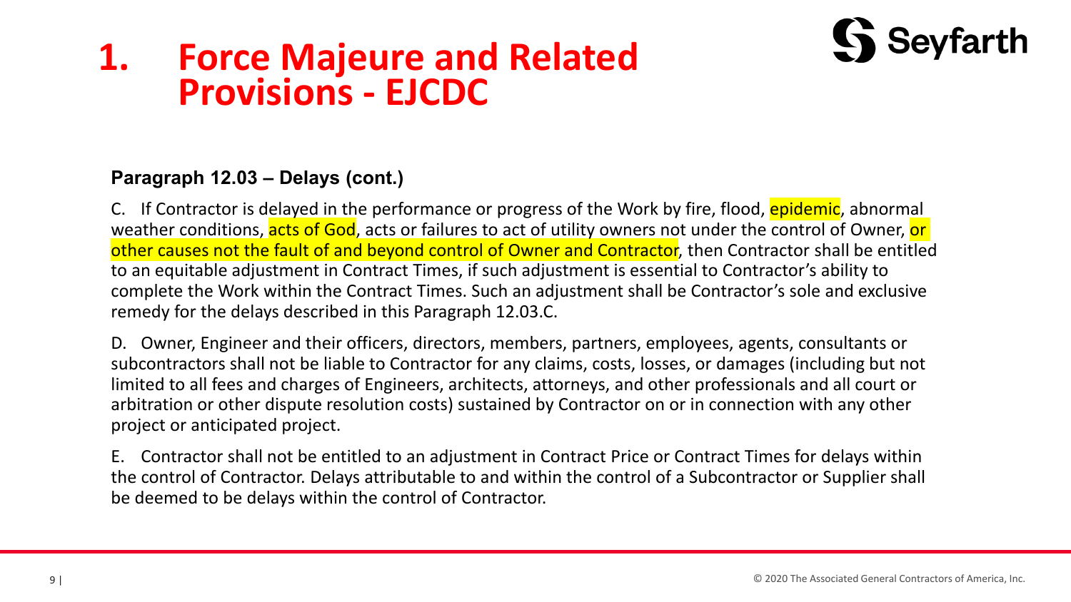# 1. Force Majeure and Related Provisions - EJCDC

**Paragraph 12.03 – Delays (cont.)**

C. If Contractor is delayed in the performance or progress of the Work by fire, flood, epidemic, abnormal weather conditions, acts of God, acts or failures to act of utility owners not under the control of Owner, or other causes not the fault of and beyond control of Owner and Contractor, then Contractor shall be entitled to an equitable adjustment in Contract Times, if such adjustment is essential to Contractor's ability to complete the Work within the Contract Times. Such an adjustment shall be Contractor's sole and exclusive remedy for the delays described in this Paragraph 12.03.C.

D. Owner, Engineer and their officers, directors, members, partners, employees, agents, consultants or subcontractors shall not be liable to Contractor for any claims, costs, losses, or damages (including but not limited to all fees and charges of Engineers, architects, attorneys, and other professionals and all court or arbitration or other dispute resolution costs) sustained by Contractor on or in connection with any other project or anticipated project.

E. Contractor shall not be entitled to an adjustment in Contract Price or Contract Times for delays within the control of Contractor. Delays attributable to and within the control of a Subcontractor or Supplier shall be deemed to be delays within the control of Contractor.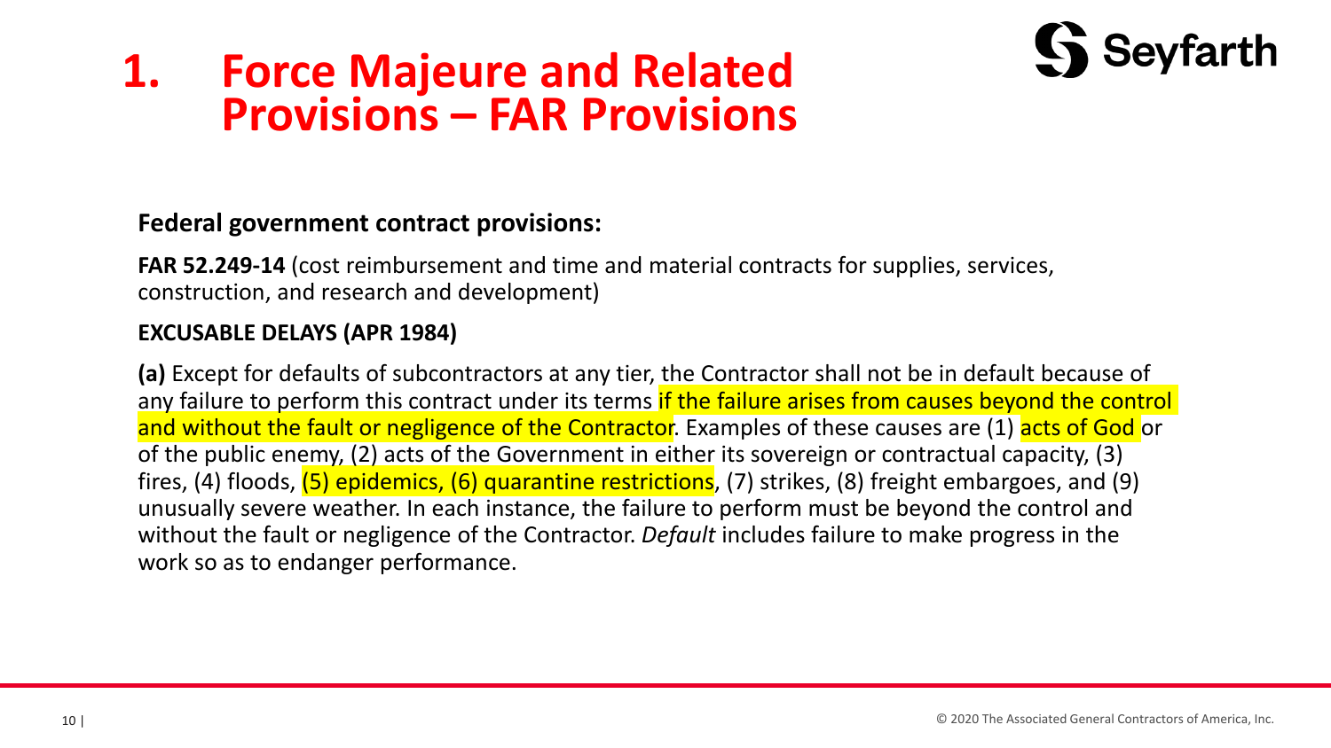# 1. Force Majeure and Related Provisions – FAR Provisions

**Federal government contract provisions:**

**FAR 52.249-14** (cost reimbursement and time and material contracts for supplies, services, construction, and research and development)

**EXCUSABLE DELAYS (APR 1984)**

**(a)** Except for defaults of subcontractors at any tier, the Contractor shall not be in default because of any failure to perform this contract under its terms if the failure arises from causes beyond the control and without the fault or negligence of the Contractor. Examples of these causes are (1) acts of God or of the public enemy, (2) acts of the Government in either its sovereign or contractual capacity, (3) fires, (4) floods, (5) epidemics, (6) quarantine restrictions, (7) strikes, (8) freight embargoes, and (9) unusually severe weather. In each instance, the failure to perform must be beyond the control and without the fault or negligence of the Contractor. *Default* includes failure to make progress in the work so as to endanger performance.

© 2020 The Associated General Contractors of America, Inc.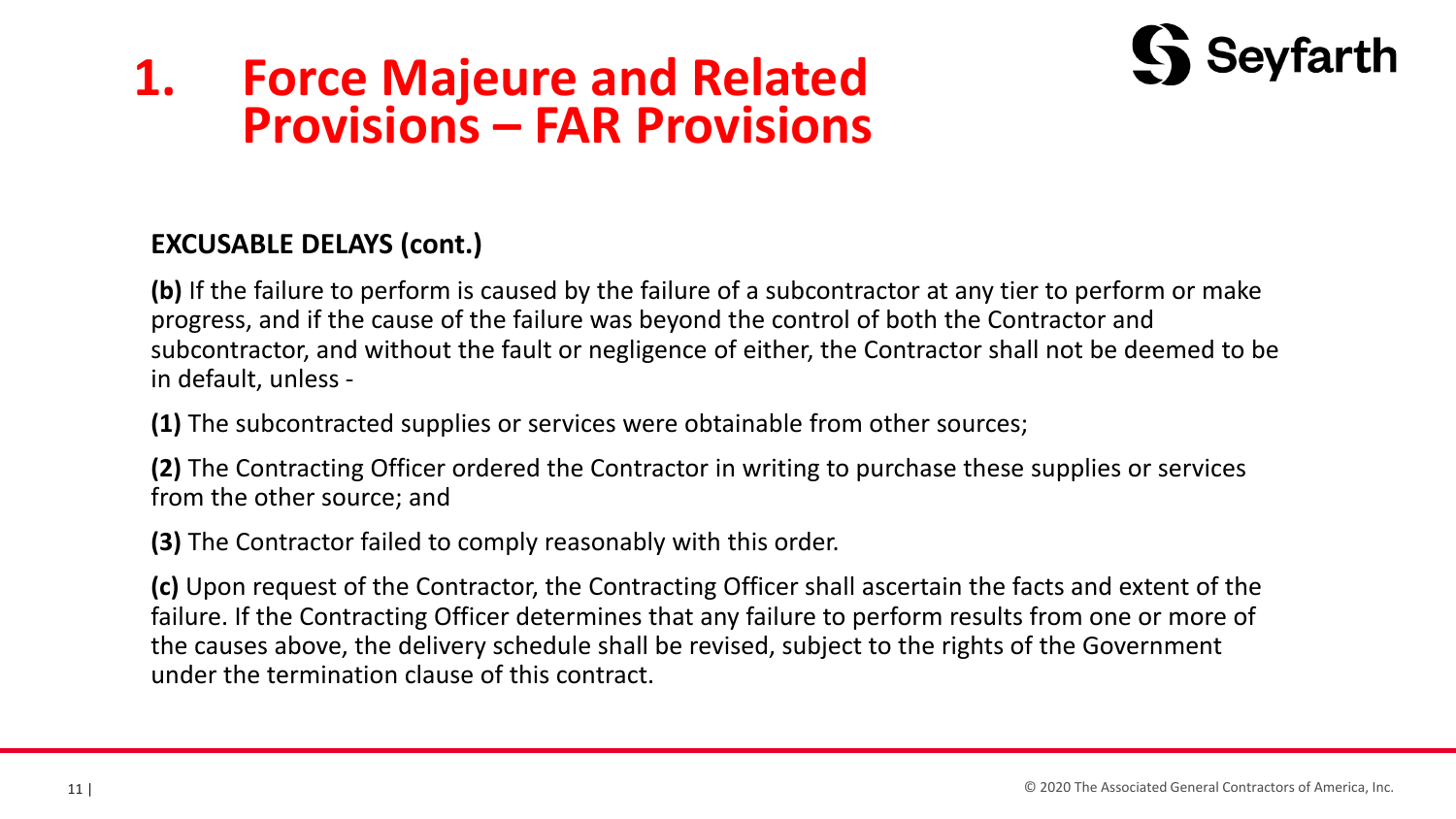# 1. Force Majeure and Related Provisions – FAR Provisions

**EXCUSABLE DELAYS (cont.)**

**(b)** If the failure to perform is caused by the failure of a subcontractor at any tier to perform or make progress, and if the cause of the failure was beyond the control of both the Contractor and subcontractor, and without the fault or negligence of either, the Contractor shall not be deemed to be in default, unless -

**(1)** The subcontracted supplies or services were obtainable from other sources;

**(2)** The Contracting Officer ordered the Contractor in writing to purchase these supplies or services from the other source; and

**(3)** The Contractor failed to comply reasonably with this order.

**(c)** Upon request of the Contractor, the Contracting Officer shall ascertain the facts and extent of the failure. If the Contracting Officer determines that any failure to perform results from one or more of the causes above, the delivery schedule shall be revised, subject to the rights of the Government under the termination clause of this contract.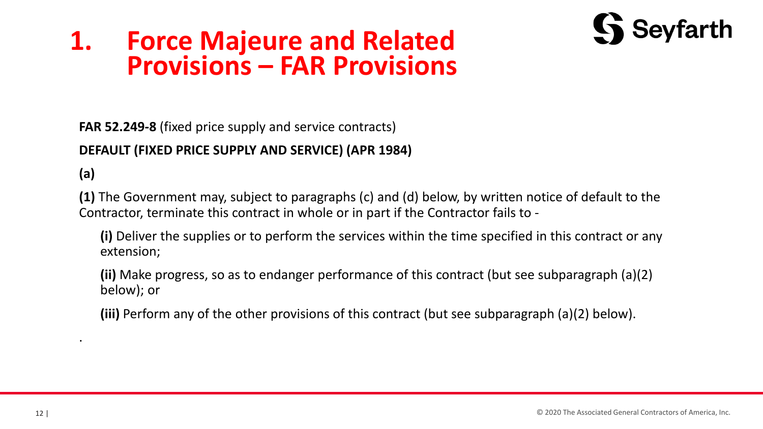# 1. Force Majeure and Related Provisions – FAR Provisions

**FAR 52.249-8** (fixed price supply and service contracts)

**DEFAULT (FIXED PRICE SUPPLY AND SERVICE) (APR 1984)**

**(a)**

**(1)** The Government may, subject to paragraphs (c) and (d) below, by written notice of default to the Contractor, terminate this contract in whole or in part if the Contractor fails to -

**(i)** Deliver the supplies or to perform the services within the time specified in this contract or any extension;

**(ii)** Make progress, so as to endanger performance of this contract (but see subparagraph (a)(2) below); or

**(iii)** Perform any of the other provisions of this contract (but see subparagraph (a)(2) below).

.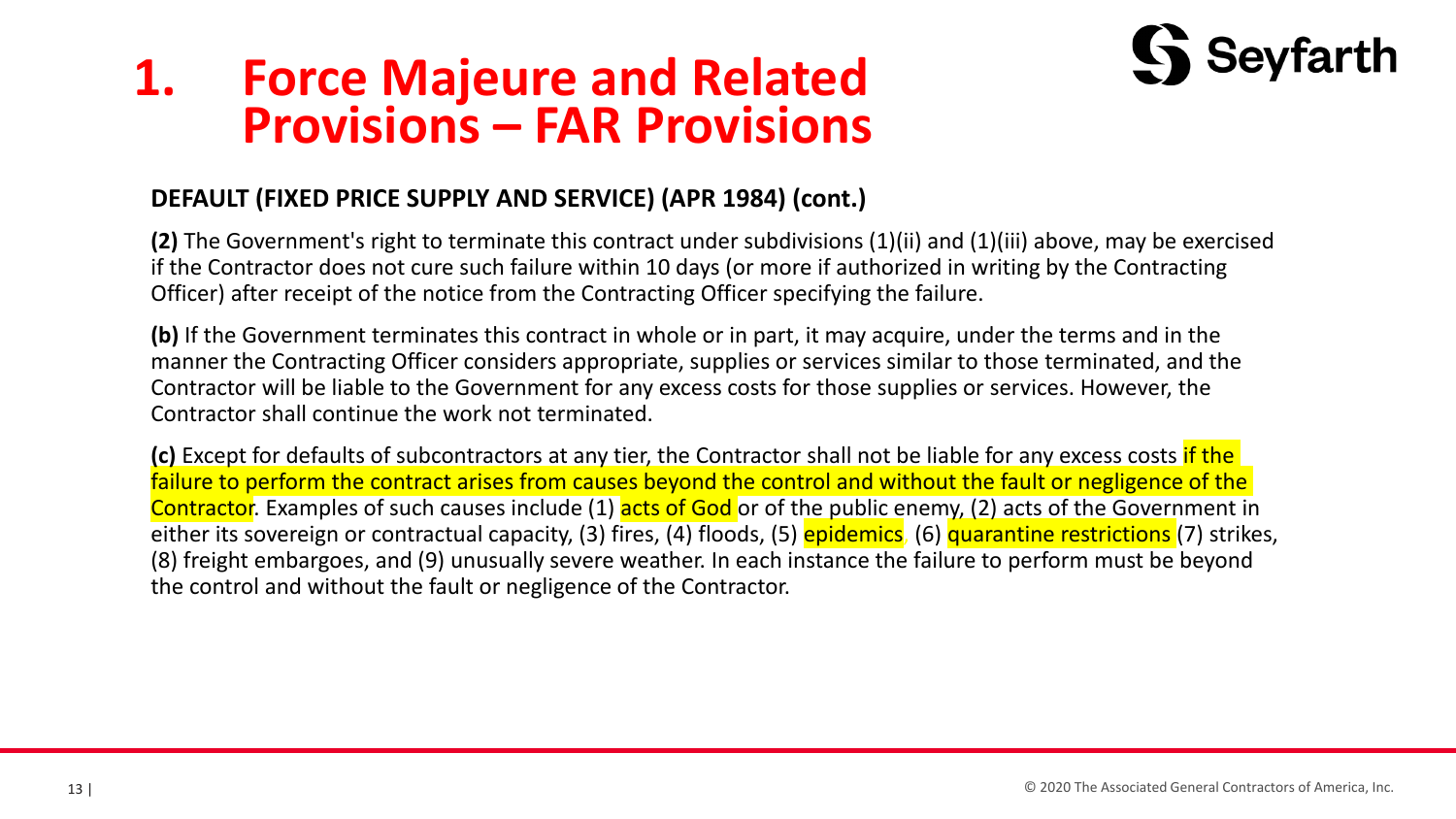# 1. Force Majeure and Related Provisions – FAR Provisions

**DEFAULT (FIXED PRICE SUPPLY AND SERVICE) (APR 1984) (cont.)**

**(2)** The Government's right to terminate this contract under subdivisions (1)(ii) and (1)(iii) above, may be exercised if the Contractor does not cure such failure within 10 days (or more if authorized in writing by the Contracting Officer) after receipt of the notice from the Contracting Officer specifying the failure.

**(b)** If the Government terminates this contract in whole or in part, it may acquire, under the terms and in the manner the Contracting Officer considers appropriate, supplies or services similar to those terminated, and the Contractor will be liable to the Government for any excess costs for those supplies or services. However, the Contractor shall continue the work not terminated.

**(c)** Except for defaults of subcontractors at any tier, the Contractor shall not be liable for any excess costs if the failure to perform the contract arises from causes beyond the control and without the fault or negligence of the Contractor. Examples of such causes include (1) acts of God or of the public enemy, (2) acts of the Government in either its sovereign or contractual capacity, (3) fires, (4) floods, (5) epidemics. (6) quarantine restrictions (7) strikes, (8) freight embargoes, and (9) unusually severe weather. In each instance the failure to perform must be beyond the control and without the fault or negligence of the Contractor.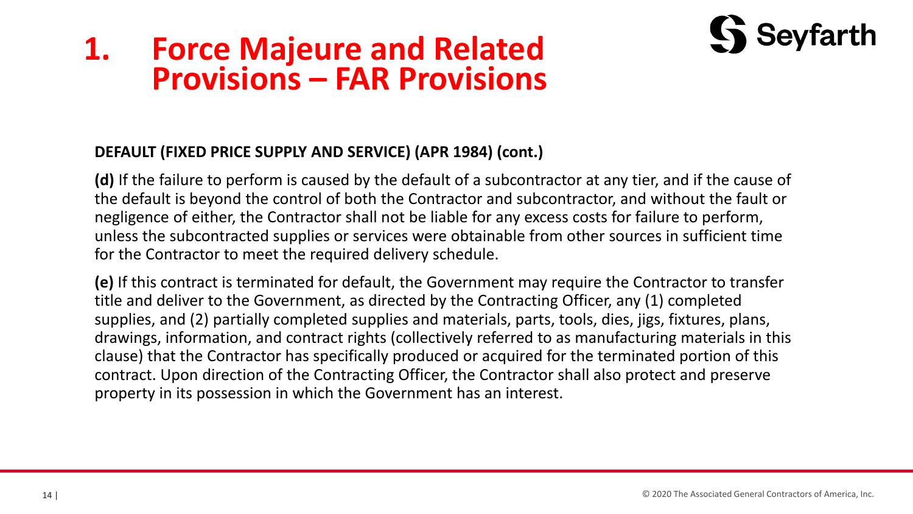# 1. Force Majeure and Related Provisions – FAR Provisions

**DEFAULT (FIXED PRICE SUPPLY AND SERVICE) (APR 1984) (cont.)**

**(d)** If the failure to perform is caused by the default of a subcontractor at any tier, and if the cause of the default is beyond the control of both the Contractor and subcontractor, and without the fault or negligence of either, the Contractor shall not be liable for any excess costs for failure to perform, unless the subcontracted supplies or services were obtainable from other sources in sufficient time for the Contractor to meet the required delivery schedule.

**(e)** If this contract is terminated for default, the Government may require the Contractor to transfer title and deliver to the Government, as directed by the Contracting Officer, any (1) completed supplies, and (2) partially completed supplies and materials, parts, tools, dies, jigs, fixtures, plans, drawings, information, and contract rights (collectively referred to as manufacturing materials in this clause) that the Contractor has specifically produced or acquired for the terminated portion of this contract. Upon direction of the Contracting Officer, the Contractor shall also protect and preserve property in its possession in which the Government has an interest.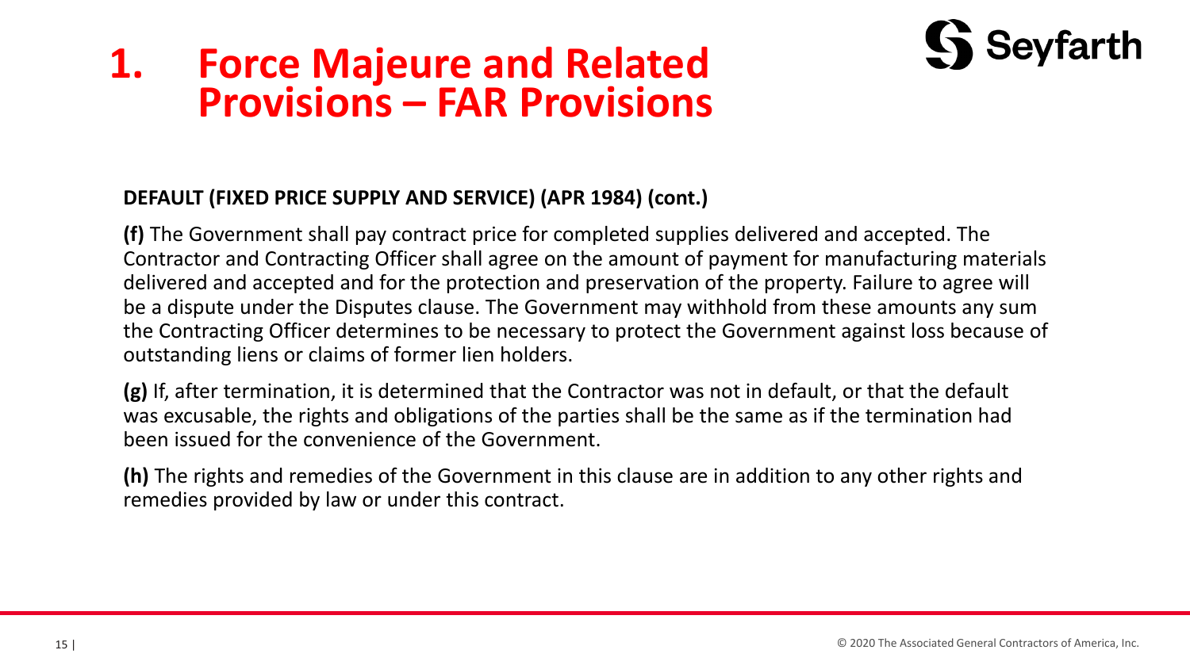# 1. Force Majeure and Related Provisions – FAR Provisions

**DEFAULT (FIXED PRICE SUPPLY AND SERVICE) (APR 1984) (cont.)**

**(f)** The Government shall pay contract price for completed supplies delivered and accepted. The Contractor and Contracting Officer shall agree on the amount of payment for manufacturing materials delivered and accepted and for the protection and preservation of the property. Failure to agree will be a dispute under the Disputes clause. The Government may withhold from these amounts any sum the Contracting Officer determines to be necessary to protect the Government against loss because of outstanding liens or claims of former lien holders.

**(g)** If, after termination, it is determined that the Contractor was not in default, or that the default was excusable, the rights and obligations of the parties shall be the same as if the termination had been issued for the convenience of the Government.

**(h)** The rights and remedies of the Government in this clause are in addition to any other rights and remedies provided by law or under this contract.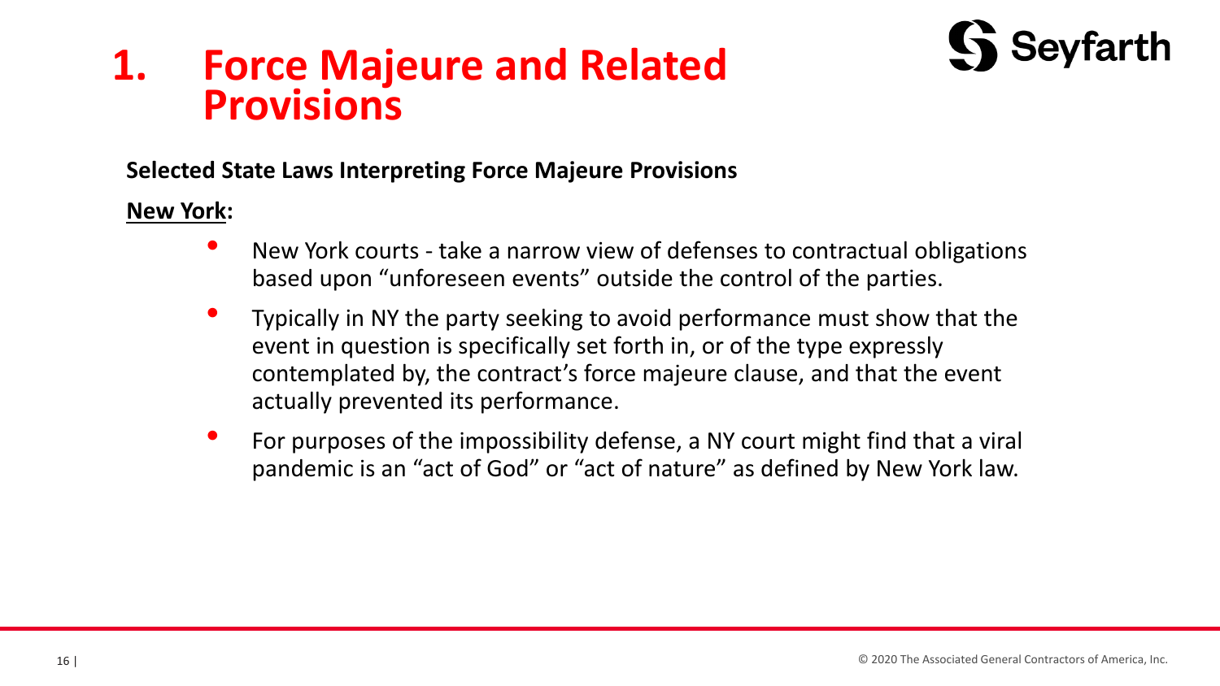# 1. Force Majeure and Related Provisions

**Selected State Laws Interpreting Force Majeure Provisions**

**New York:**

- New York courts - take a narrow view of defenses to contractual obligations based upon "unforeseen events" outside the control of the parties.
- Typically in NY the party seeking to avoid performance must show that the event in question is specifically set forth in, or of the type expressly contemplated by, the contract's force majeure clause, and that the event actually prevented its performance.
- For purposes of the impossibility defense, a NY court might find that a viral pandemic is an "act of God" or "act of nature" as defined by New York law.

© 2020 The Associated General Contractors of America, Inc.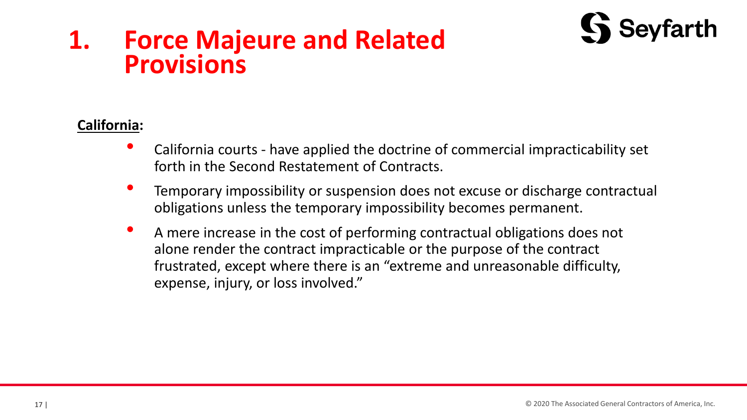# 1. Force Majeure and Related Provisions

**California:**

- California courts - have applied the doctrine of commercial impracticability set forth in the Second Restatement of Contracts.
- Temporary impossibility or suspension does not excuse or discharge contractual obligations unless the temporary impossibility becomes permanent.
- A mere increase in the cost of performing contractual obligations does not alone render the contract impracticable or the purpose of the contract frustrated, except where there is an "extreme and unreasonable difficulty, expense, injury, or loss involved."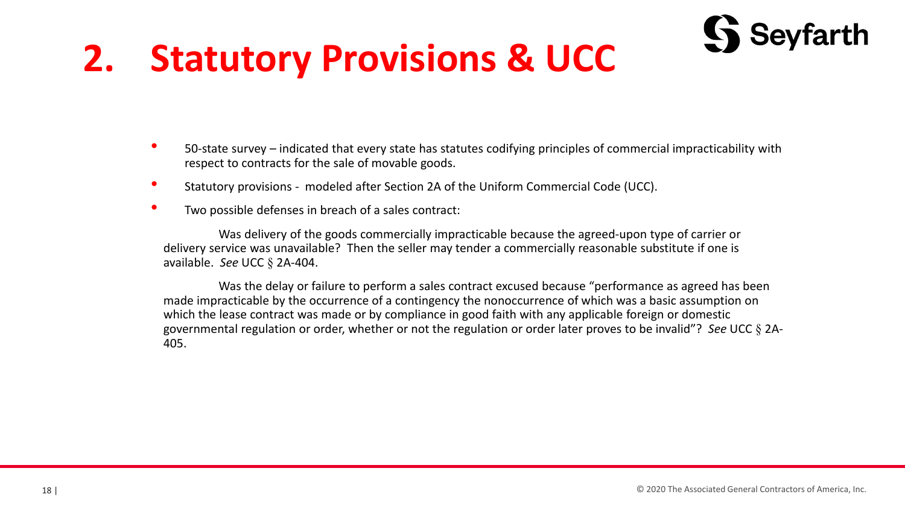# 2. Statutory Provisions & UCC

- 50-state survey – indicated that every state has statutes codifying principles of commercial impracticability with respect to contracts for the sale of movable goods.
- Statutory provisions - modeled after Section 2A of the Uniform Commercial Code (UCC).
- Two possible defenses in breach of a sales contract:

Was delivery of the goods commercially impracticable because the agreed-upon type of carrier or delivery service was unavailable? Then the seller may tender a commercially reasonable substitute if one is available. *See* UCC § 2A-404.

Was the delay or failure to perform a sales contract excused because "performance as agreed has been made impracticable by the occurrence of a contingency the nonoccurrence of which was a basic assumption on which the lease contract was made or by compliance in good faith with any applicable foreign or domestic governmental regulation or order, whether or not the regulation or order later proves to be invalid"? *See* UCC § 2A-405.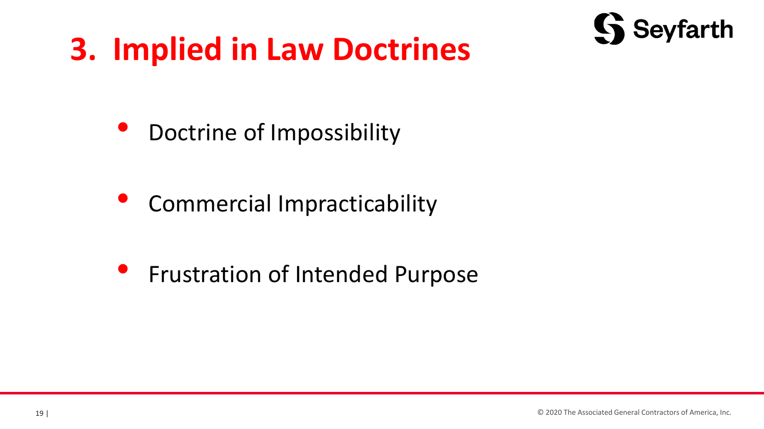# 3. Implied in Law Doctrines

- Doctrine of Impossibility
- Commercial Impracticability
- Frustration of Intended Purpose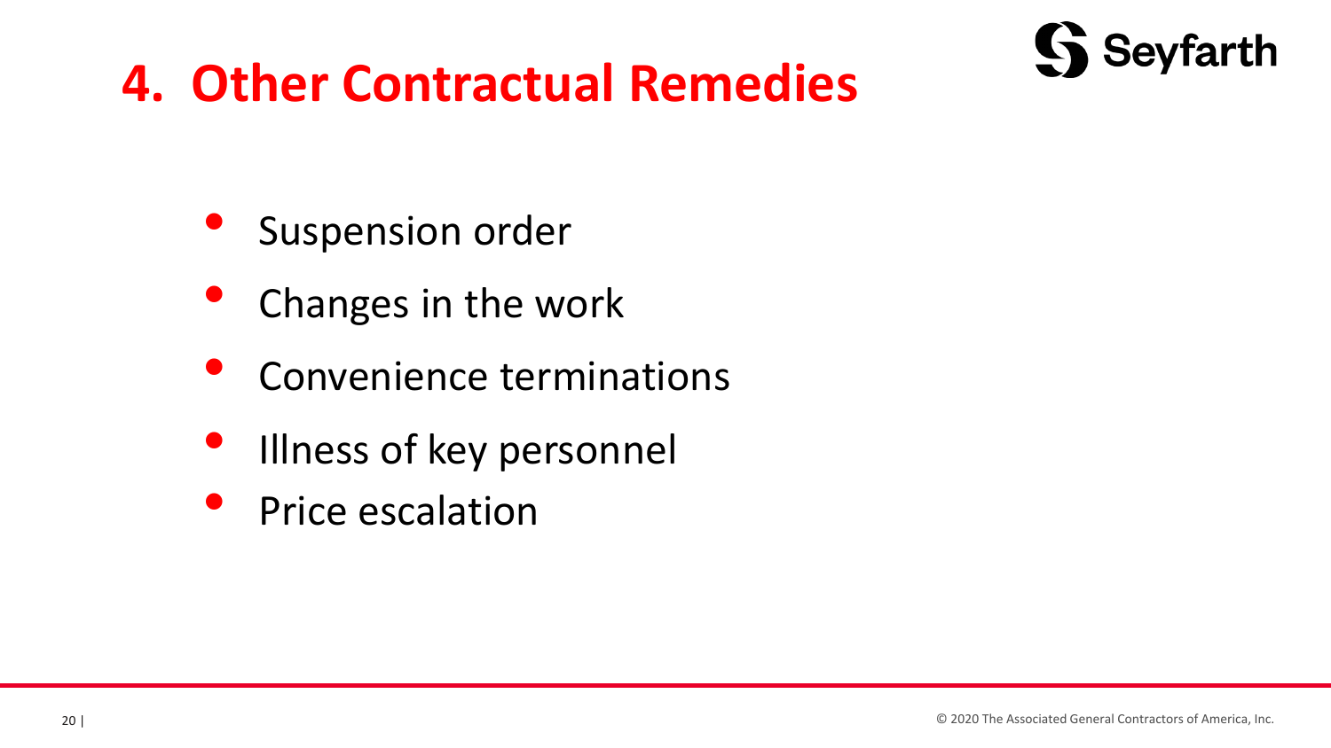# 4. Other Contractual Remedies

- Suspension order
- Changes in the work
- Convenience terminations
- Illness of key personnel
- Price escalation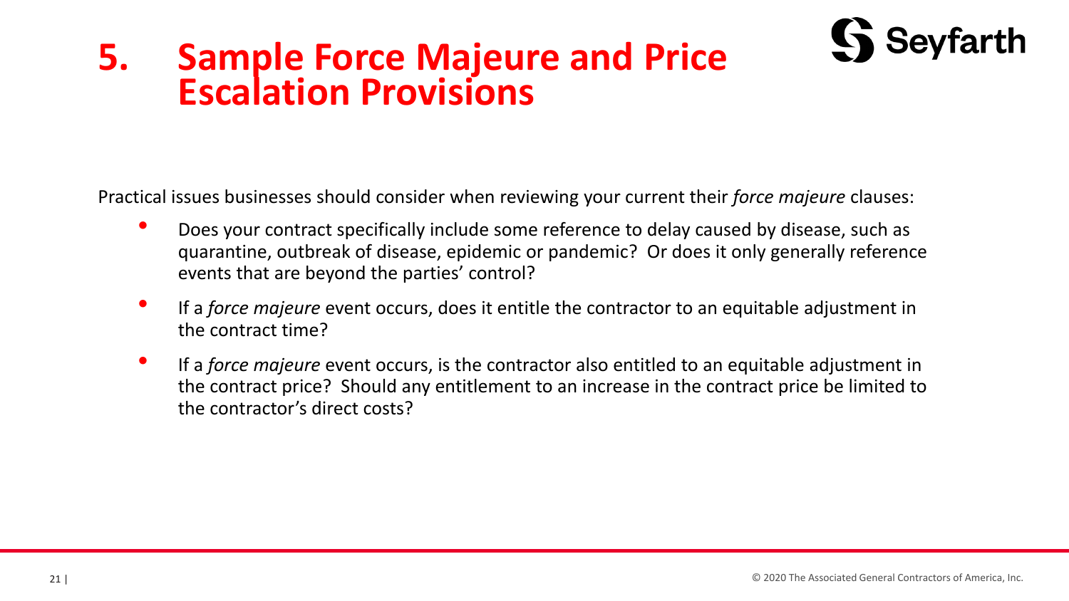# 5. Sample Force Majeure and Price Escalation Provisions

Practical issues businesses should consider when reviewing your current their *force majeure* clauses:

- Does your contract specifically include some reference to delay caused by disease, such as quarantine, outbreak of disease, epidemic or pandemic? Or does it only generally reference events that are beyond the parties' control?
- If a *force majeure* event occurs, does it entitle the contractor to an equitable adjustment in the contract time?
- If a *force majeure* event occurs, is the contractor also entitled to an equitable adjustment in the contract price? Should any entitlement to an increase in the contract price be limited to the contractor's direct costs?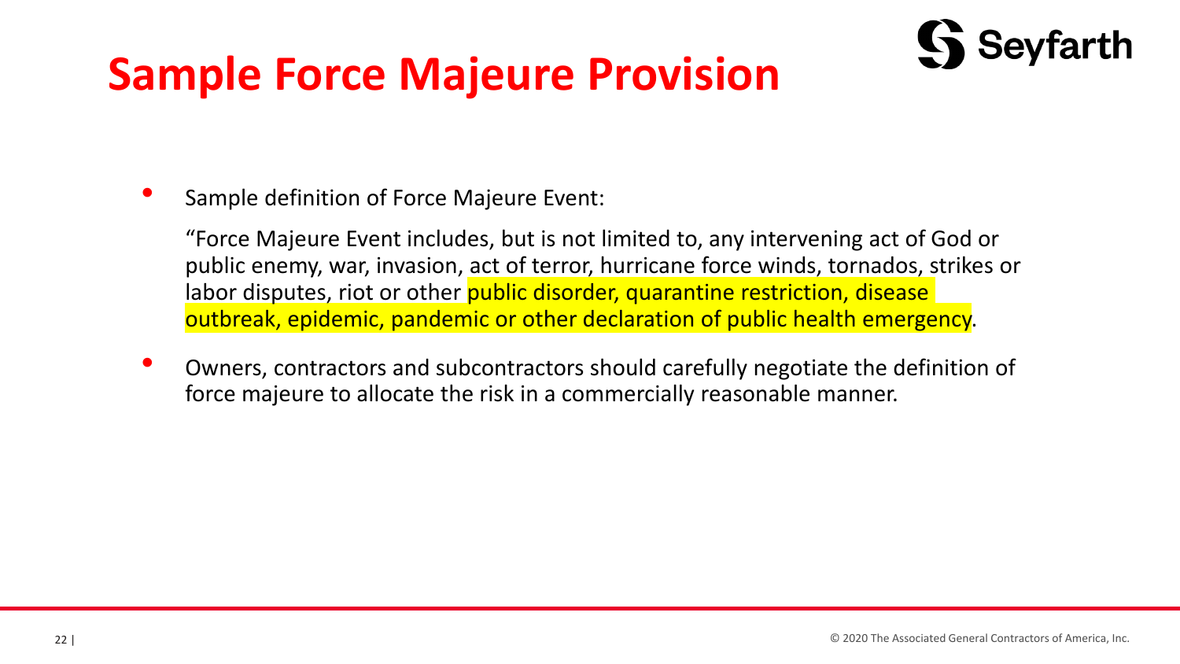# Sample Force Majeure Provision

- Sample definition of Force Majeure Event:

  "Force Majeure Event includes, but is not limited to, any intervening act of God or public enemy, war, invasion, act of terror, hurricane force winds, tornados, strikes or labor disputes, riot or other public disorder, quarantine restriction, disease outbreak, epidemic, pandemic or other declaration of public health emergency.

- Owners, contractors and subcontractors should carefully negotiate the definition of force majeure to allocate the risk in a commercially reasonable manner.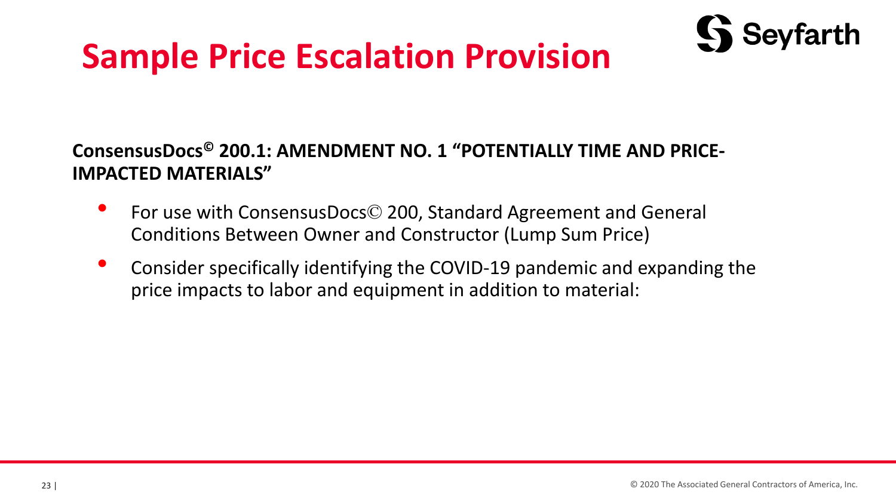# Sample Price Escalation Provision

**ConsensusDocs© 200.1: AMENDMENT NO. 1 "POTENTIALLY TIME AND PRICE-IMPACTED MATERIALS"**

- For use with ConsensusDocs© 200, Standard Agreement and General Conditions Between Owner and Constructor (Lump Sum Price)
- Consider specifically identifying the COVID-19 pandemic and expanding the price impacts to labor and equipment in addition to material: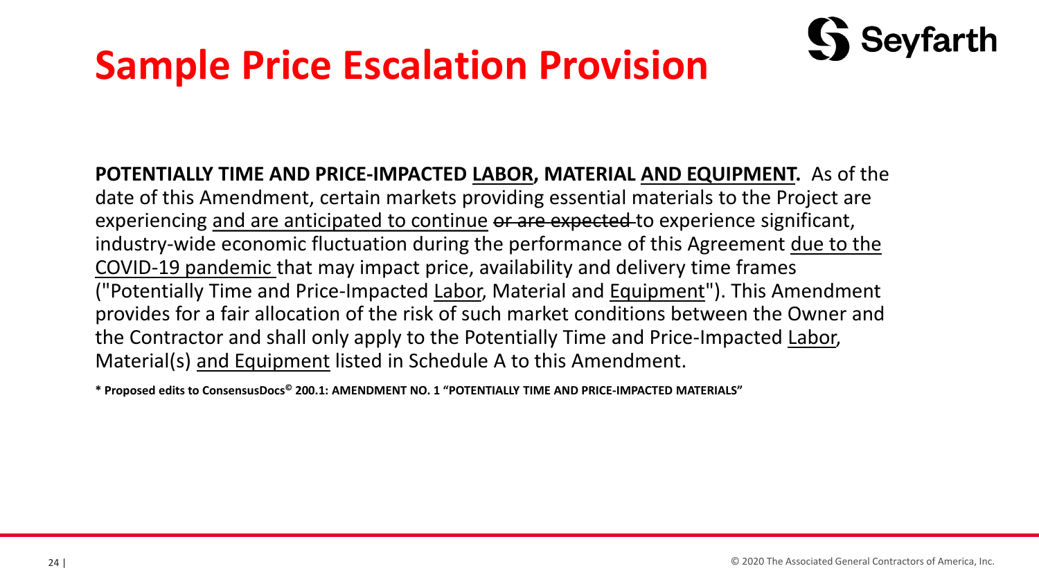# Sample Price Escalation Provision

**POTENTIALLY TIME AND PRICE-IMPACTED <u>LABOR</u>, MATERIAL <u>AND EQUIPMENT</u>.** As of the date of this Amendment, certain markets providing essential materials to the Project are experiencing <u>and are anticipated to continue</u> ~~or are expected~~ to experience significant, industry-wide economic fluctuation during the performance of this Agreement <u>due to the COVID-19 pandemic</u> that may impact price, availability and delivery time frames ("Potentially Time and Price-Impacted <u>Labor</u>, Material and <u>Equipment</u>"). This Amendment provides for a fair allocation of the risk of such market conditions between the Owner and the Contractor and shall only apply to the Potentially Time and Price-Impacted <u>Labor</u>, Material(s) <u>and Equipment</u> listed in Schedule A to this Amendment.

**\* Proposed edits to ConsensusDocs© 200.1: AMENDMENT NO. 1 "POTENTIALLY TIME AND PRICE-IMPACTED MATERIALS"**

© 2020 The Associated General Contractors of America, Inc.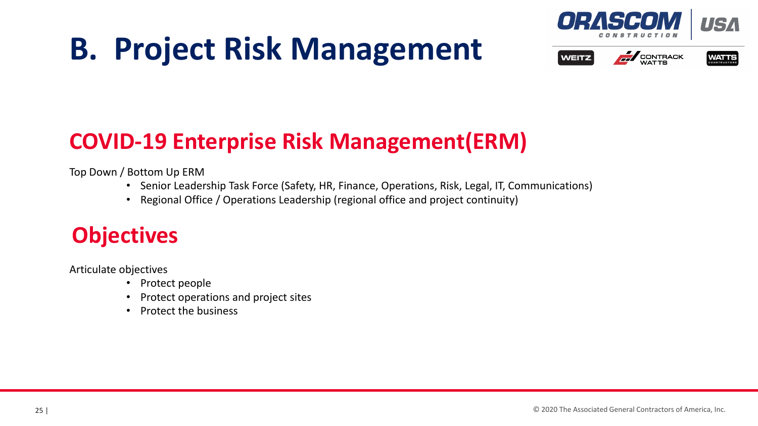# B. Project Risk Management

## COVID-19 Enterprise Risk Management(ERM)

Top Down / Bottom Up ERM

- Senior Leadership Task Force (Safety, HR, Finance, Operations, Risk, Legal, IT, Communications)
- Regional Office / Operations Leadership (regional office and project continuity)

## Objectives

Articulate objectives

- Protect people
- Protect operations and project sites
- Protect the business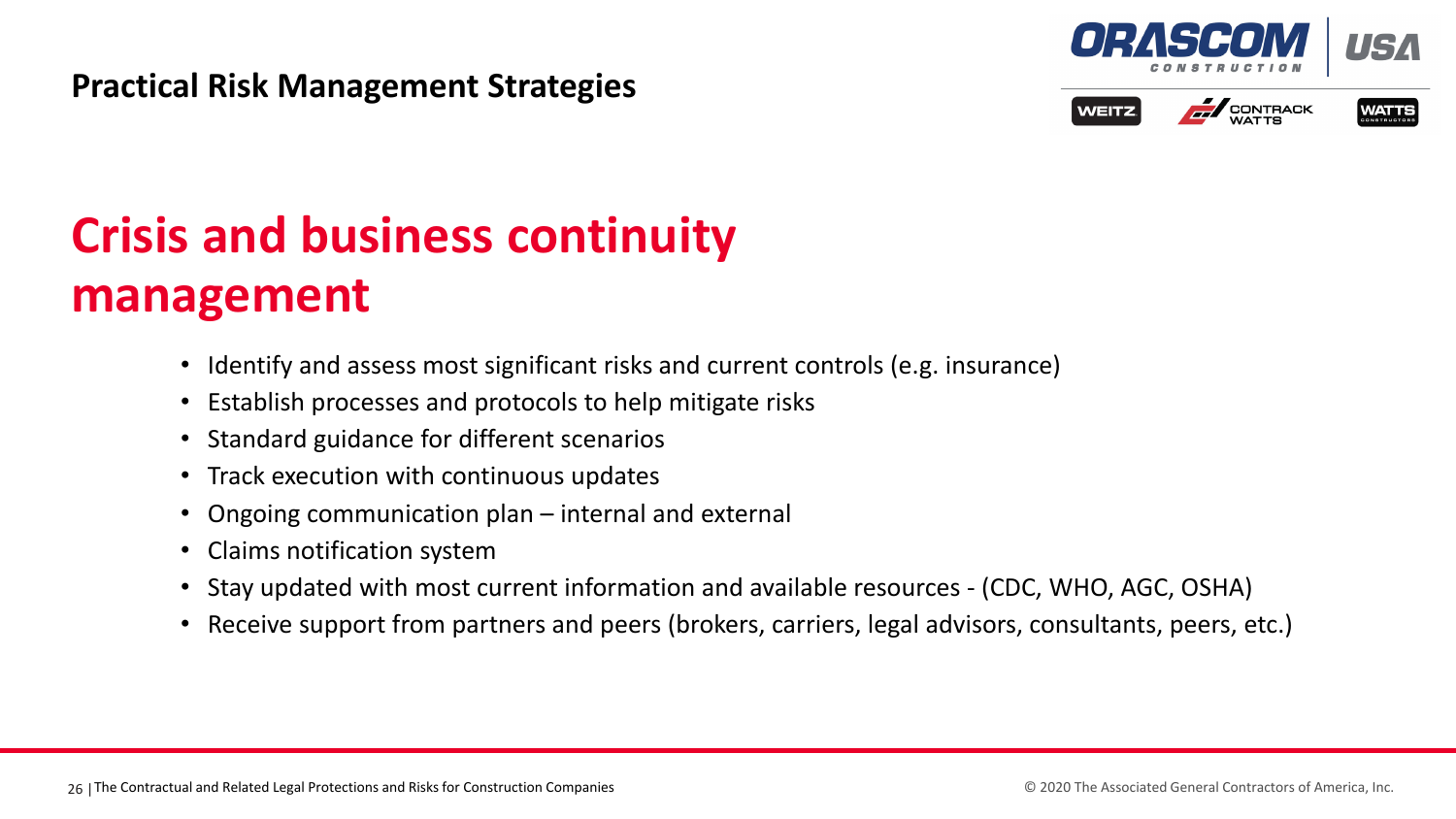## Practical Risk Management Strategies

# Crisis and business continuity management

- Identify and assess most significant risks and current controls (e.g. insurance)
- Establish processes and protocols to help mitigate risks
- Standard guidance for different scenarios
- Track execution with continuous updates
- Ongoing communication plan – internal and external
- Claims notification system
- Stay updated with most current information and available resources - (CDC, WHO, AGC, OSHA)
- Receive support from partners and peers (brokers, carriers, legal advisors, consultants, peers, etc.)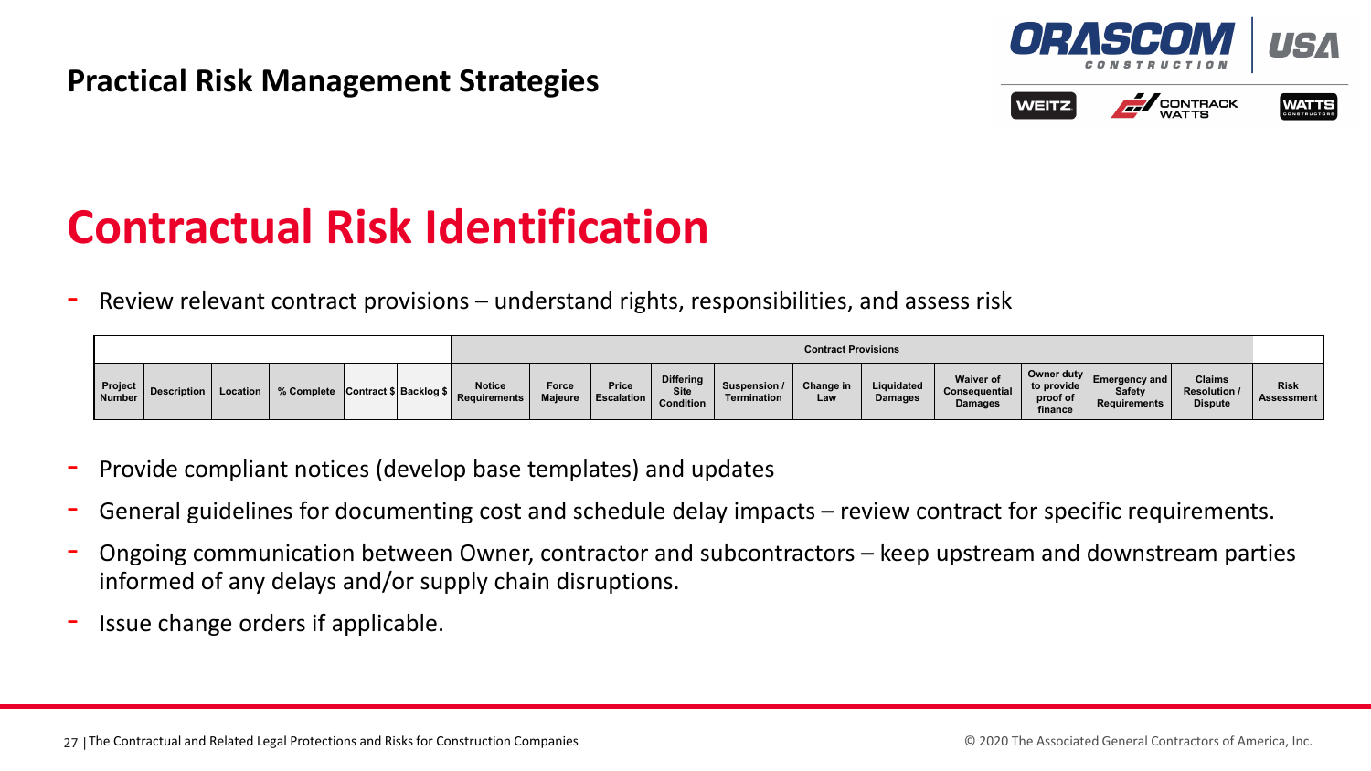## Practical Risk Management Strategies

# Contractual Risk Identification

- Review relevant contract provisions – understand rights, responsibilities, and assess risk

| | | | | | | Contract Provisions | | | | | | | | | | | | |
|---|---|---|---|---|---|---|---|---|---|---|---|---|---|---|---|---|---|---|
| Project Number | Description | Location | % Complete | Contract $ | Backlog $ | Notice Requirements | Force Majeure | Price Escalation | Differing Site Condition | Suspension / Termination | Change in Law | Liquidated Damages | Waiver of Consequential Damages | Owner duty to provide proof of finance | Emergency and Safety Requirements | Claims Resolution / Dispute | | Risk Assessment |

- Provide compliant notices (develop base templates) and updates
- General guidelines for documenting cost and schedule delay impacts – review contract for specific requirements.
- Ongoing communication between Owner, contractor and subcontractors – keep upstream and downstream parties informed of any delays and/or supply chain disruptions.
- Issue change orders if applicable.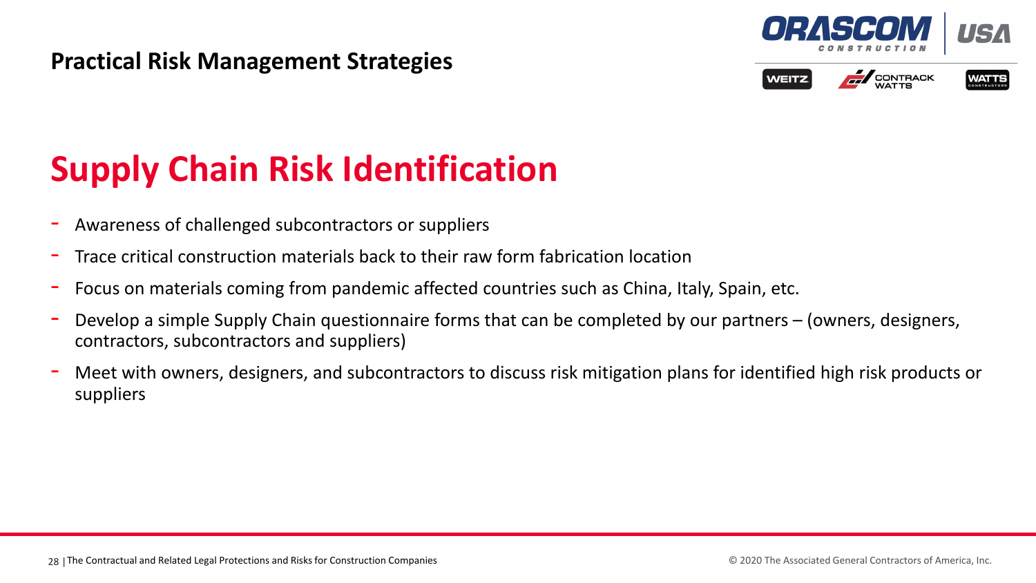## Practical Risk Management Strategies

# Supply Chain Risk Identification

- Awareness of challenged subcontractors or suppliers
- Trace critical construction materials back to their raw form fabrication location
- Focus on materials coming from pandemic affected countries such as China, Italy, Spain, etc.
- Develop a simple Supply Chain questionnaire forms that can be completed by our partners – (owners, designers, contractors, subcontractors and suppliers)
- Meet with owners, designers, and subcontractors to discuss risk mitigation plans for identified high risk products or suppliers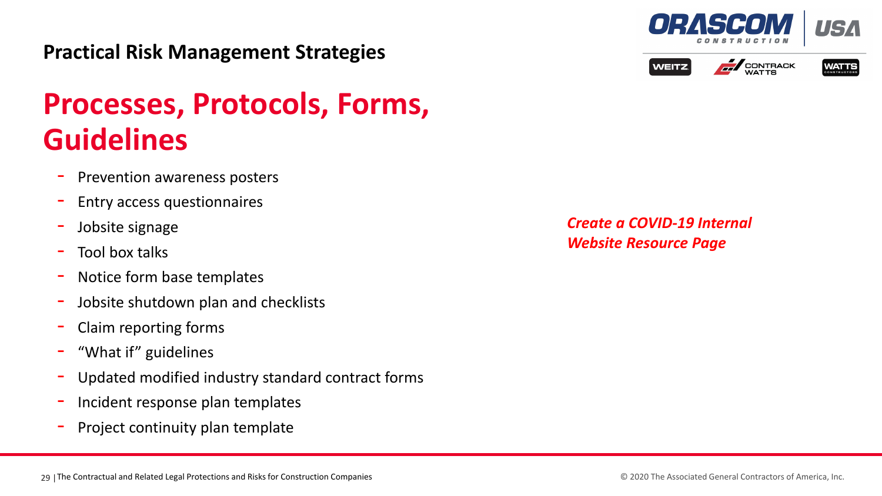## Practical Risk Management Strategies

# Processes, Protocols, Forms, Guidelines

- Prevention awareness posters
- Entry access questionnaires
- Jobsite signage
- Tool box talks
- Notice form base templates
- Jobsite shutdown plan and checklists
- Claim reporting forms
- "What if" guidelines
- Updated modified industry standard contract forms
- Incident response plan templates
- Project continuity plan template

***Create a COVID-19 Internal Website Resource Page***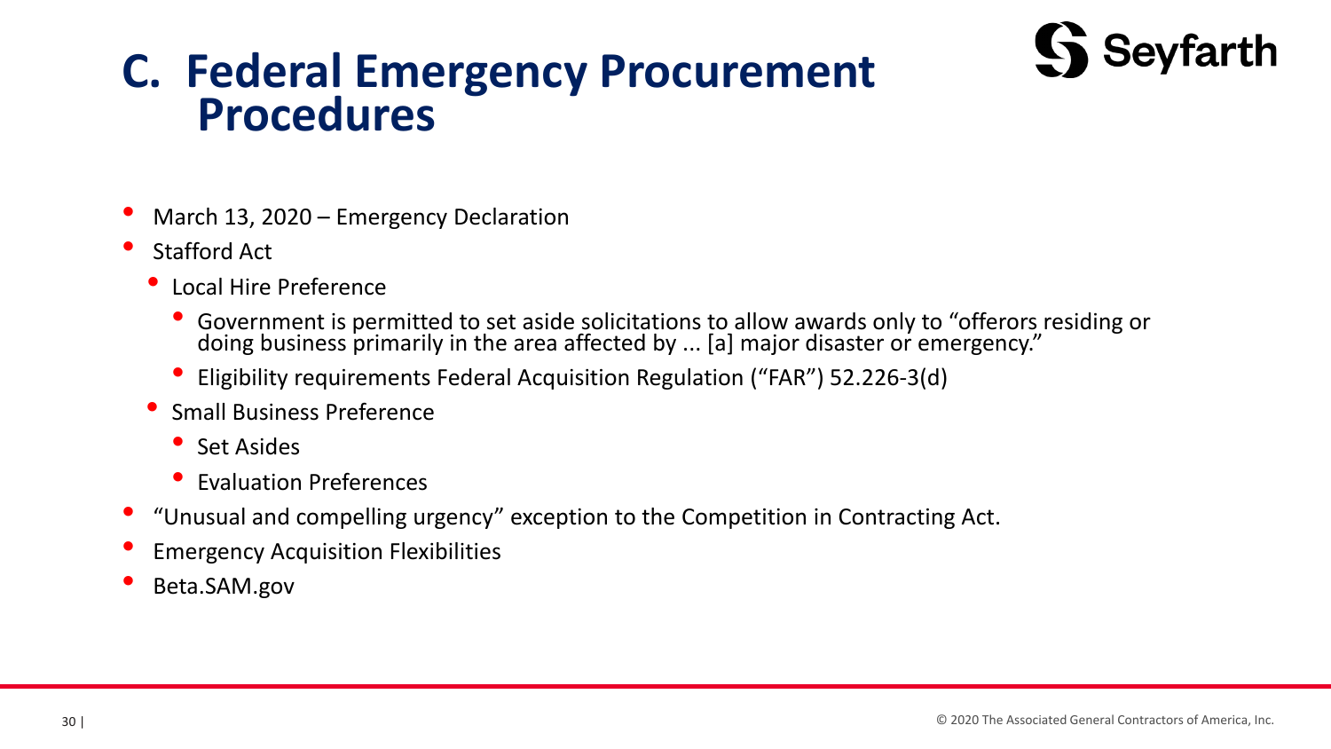# C. Federal Emergency Procurement Procedures

- March 13, 2020 – Emergency Declaration
- Stafford Act
  - Local Hire Preference
    - Government is permitted to set aside solicitations to allow awards only to "offerors residing or doing business primarily in the area affected by ... [a] major disaster or emergency."
    - Eligibility requirements Federal Acquisition Regulation ("FAR") 52.226-3(d)
  - Small Business Preference
    - Set Asides
    - Evaluation Preferences
- "Unusual and compelling urgency" exception to the Competition in Contracting Act.
- Emergency Acquisition Flexibilities
- Beta.SAM.gov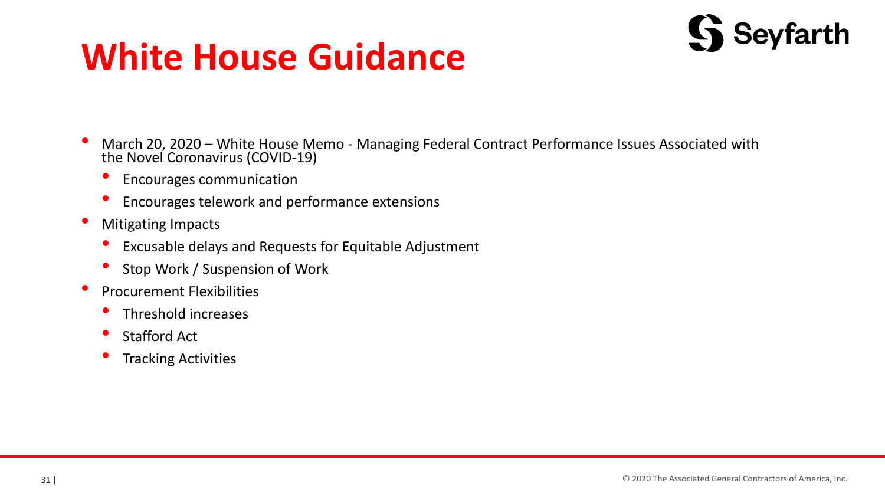# White House Guidance

- March 20, 2020 – White House Memo - Managing Federal Contract Performance Issues Associated with the Novel Coronavirus (COVID-19)
  - Encourages communication
  - Encourages telework and performance extensions
- Mitigating Impacts
  - Excusable delays and Requests for Equitable Adjustment
  - Stop Work / Suspension of Work
- Procurement Flexibilities
  - Threshold increases
  - Stafford Act
  - Tracking Activities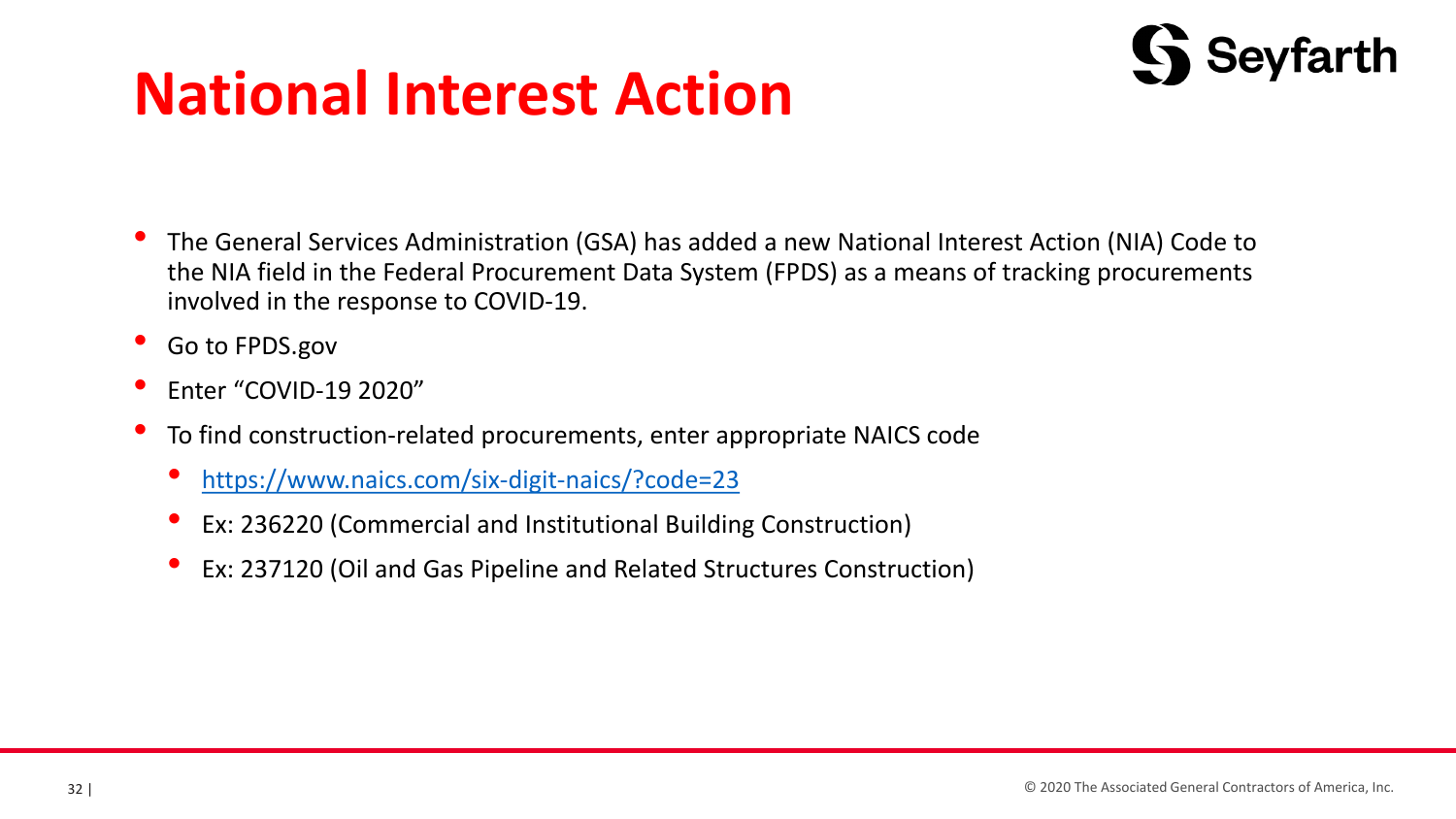# National Interest Action

- The General Services Administration (GSA) has added a new National Interest Action (NIA) Code to the NIA field in the Federal Procurement Data System (FPDS) as a means of tracking procurements involved in the response to COVID-19.
- Go to FPDS.gov
- Enter “COVID-19 2020”
- To find construction-related procurements, enter appropriate NAICS code
  - https://www.naics.com/six-digit-naics/?code=23
  - Ex: 236220 (Commercial and Institutional Building Construction)
  - Ex: 237120 (Oil and Gas Pipeline and Related Structures Construction)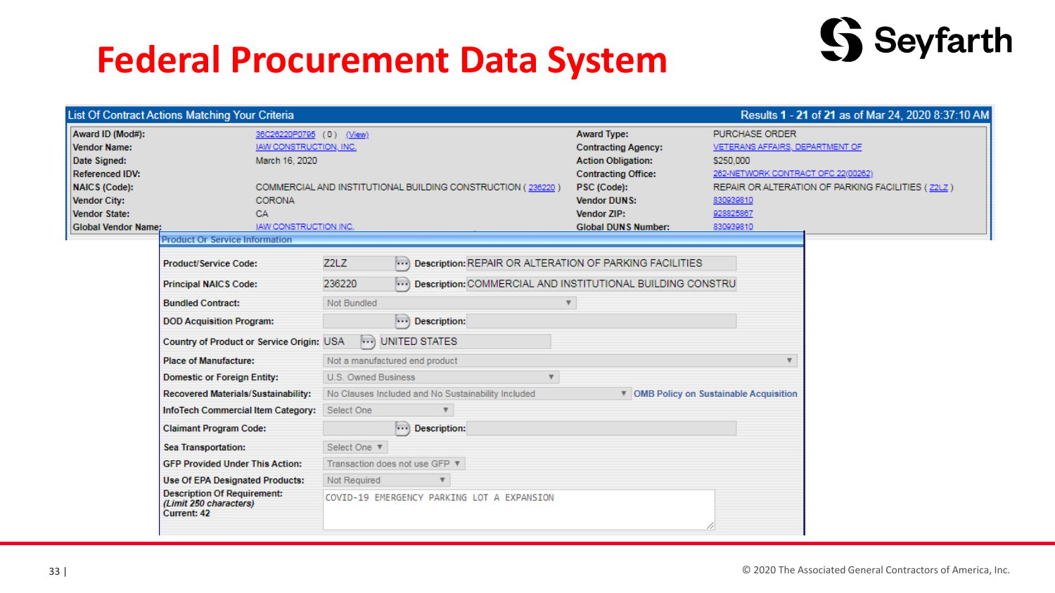# Federal Procurement Data System

**List Of Contract Actions Matching Your Criteria** — Results 1 - 21 of 21 as of Mar 24, 2020 8:37:10 AM

| Field | Value | Field | Value |
|---|---|---|---|
| Award ID (Mod#): | 36C26220P0795 (0) (View) | Award Type: | PURCHASE ORDER |
| Vendor Name: | IAW CONSTRUCTION, INC. | Contracting Agency: | VETERANS AFFAIRS, DEPARTMENT OF |
| Date Signed: | March 16, 2020 | Action Obligation: | $250,000 |
| Referenced IDV: | | Contracting Office: | 262-NETWORK CONTRACT OFC 22(00262) |
| NAICS (Code): | COMMERCIAL AND INSTITUTIONAL BUILDING CONSTRUCTION ( 236220 ) | PSC (Code): | REPAIR OR ALTERATION OF PARKING FACILITIES ( Z2LZ ) |
| Vendor City: | CORONA | Vendor DUNS: | 830939810 |
| Vendor State: | CA | Vendor ZIP: | 928825867 |
| Global Vendor Name: | IAW CONSTRUCTION INC. | Global DUNS Number: | 830939810 |

**Product Or Service Information**

| Field | Value | Description |
|---|---|---|
| Product/Service Code: | Z2LZ | REPAIR OR ALTERATION OF PARKING FACILITIES |
| Principal NAICS Code: | 236220 | COMMERCIAL AND INSTITUTIONAL BUILDING CONSTRU |
| Bundled Contract: | Not Bundled | |
| DOD Acquisition Program: | | |
| Country of Product or Service Origin: | USA | UNITED STATES |
| Place of Manufacture: | Not a manufactured end product | |
| Domestic or Foreign Entity: | U.S. Owned Business | |
| Recovered Materials/Sustainability: | No Clauses Included and No Sustainability Included | OMB Policy on Sustainable Acquisition |
| InfoTech Commercial Item Category: | Select One | |
| Claimant Program Code: | | |
| Sea Transportation: | Select One | |
| GFP Provided Under This Action: | Transaction does not use GFP | |
| Use Of EPA Designated Products: | Not Required | |
| Description Of Requirement: *(Limit 250 characters)* Current: 42 | COVID-19 EMERGENCY PARKING LOT A EXPANSION | |

© 2020 The Associated General Contractors of America, Inc.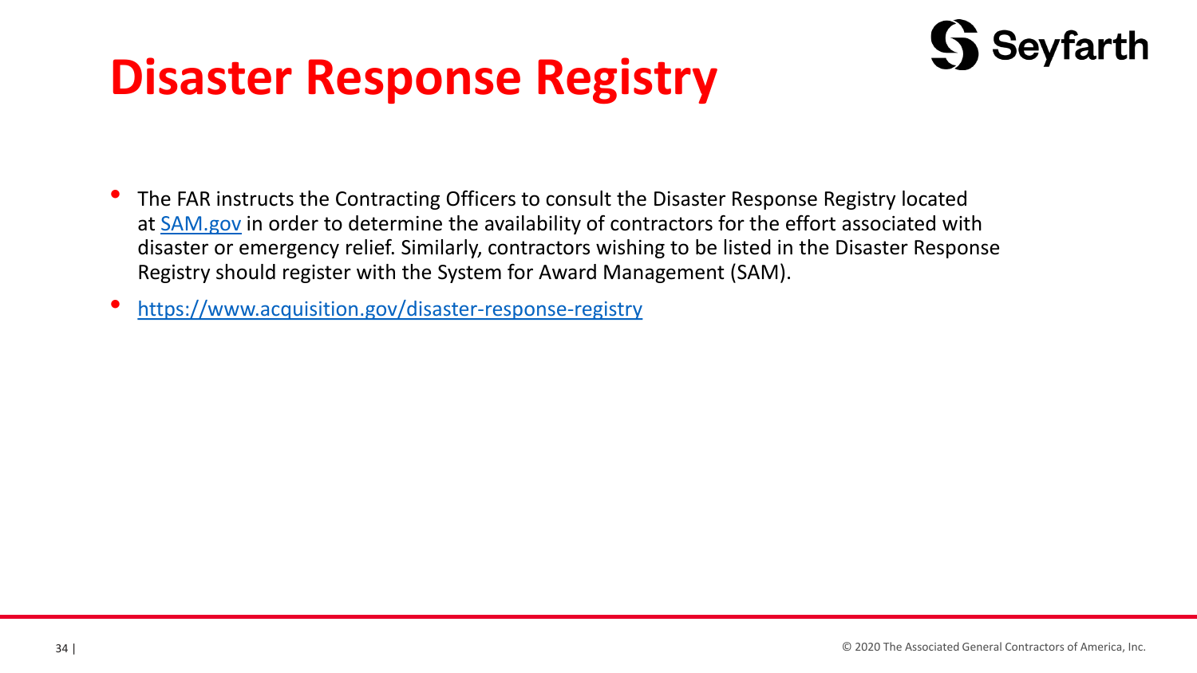# Disaster Response Registry

- The FAR instructs the Contracting Officers to consult the Disaster Response Registry located at [SAM.gov](https://SAM.gov) in order to determine the availability of contractors for the effort associated with disaster or emergency relief. Similarly, contractors wishing to be listed in the Disaster Response Registry should register with the System for Award Management (SAM).
- https://www.acquisition.gov/disaster-response-registry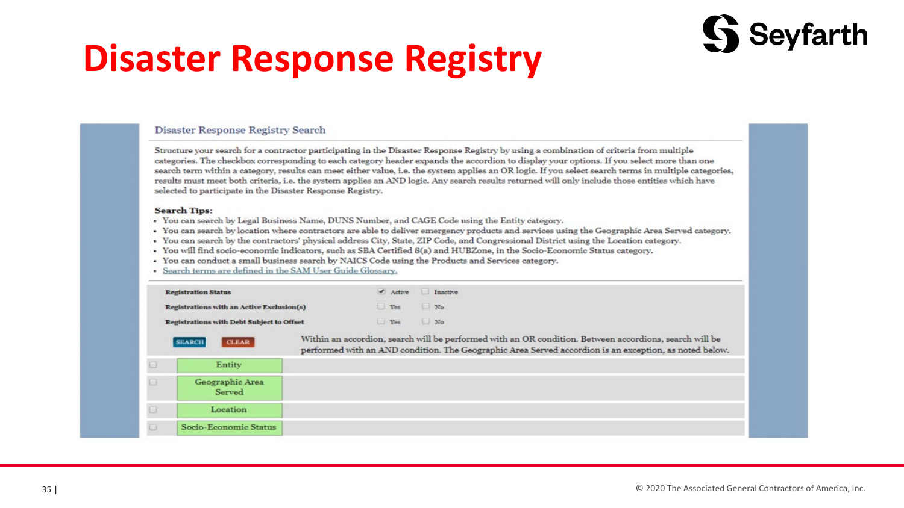# Disaster Response Registry

## Disaster Response Registry Search

Structure your search for a contractor participating in the Disaster Response Registry by using a combination of criteria from multiple categories. The checkbox corresponding to each category header expands the accordion to display your options. If you select more than one search term within a category, results can meet either value, i.e. the system applies an OR logic. If you select search terms in multiple categories, results must meet both criteria, i.e. the system applies an AND logic. Any search results returned will only include those entities which have selected to participate in the Disaster Response Registry.

**Search Tips:**

- You can search by Legal Business Name, DUNS Number, and CAGE Code using the Entity category.
- You can search by location where contractors are able to deliver emergency products and services using the Geographic Area Served category.
- You can search by the contractors' physical address City, State, ZIP Code, and Congressional District using the Location category.
- You will find socio-economic indicators, such as SBA Certified 8(a) and HUBZone, in the Socio-Economic Status category.
- You can conduct a small business search by NAICS Code using the Products and Services category.
- Search terms are defined in the SAM User Guide Glossary.

| | | |
|---|---|---|
| **Registration Status** | ☑ Active | ☐ Inactive |
| **Registrations with an Active Exclusion(s)** | ☐ Yes | ☐ No |
| **Registrations with Debt Subject to Offset** | ☐ Yes | ☐ No |

SEARCH CLEAR

Within an accordion, search will be performed with an OR condition. Between accordions, search will be performed with an AND condition. The Geographic Area Served accordion is an exception, as noted below.

- ☐ Entity
- ☐ Geographic Area Served
- ☐ Location
- ☐ Socio-Economic Status

© 2020 The Associated General Contractors of America, Inc.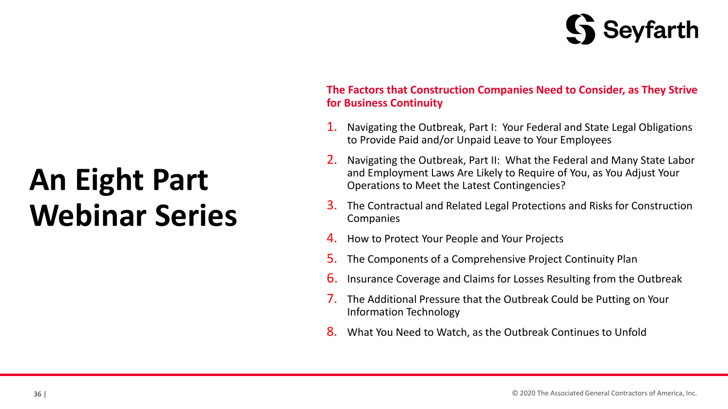# An Eight Part Webinar Series

**The Factors that Construction Companies Need to Consider, as They Strive for Business Continuity**

1. Navigating the Outbreak, Part I: Your Federal and State Legal Obligations to Provide Paid and/or Unpaid Leave to Your Employees
2. Navigating the Outbreak, Part II: What the Federal and Many State Labor and Employment Laws Are Likely to Require of You, as You Adjust Your Operations to Meet the Latest Contingencies?
3. The Contractual and Related Legal Protections and Risks for Construction Companies
4. How to Protect Your People and Your Projects
5. The Components of a Comprehensive Project Continuity Plan
6. Insurance Coverage and Claims for Losses Resulting from the Outbreak
7. The Additional Pressure that the Outbreak Could be Putting on Your Information Technology
8. What You Need to Watch, as the Outbreak Continues to Unfold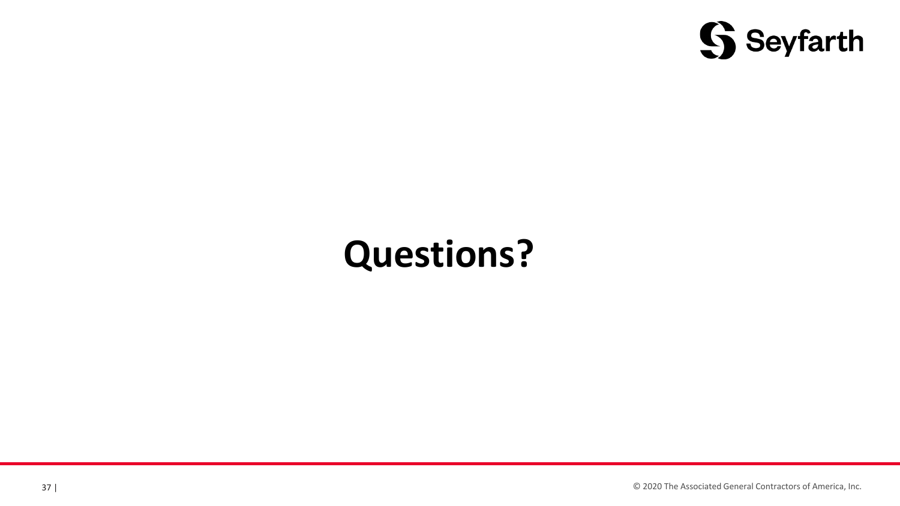# Questions?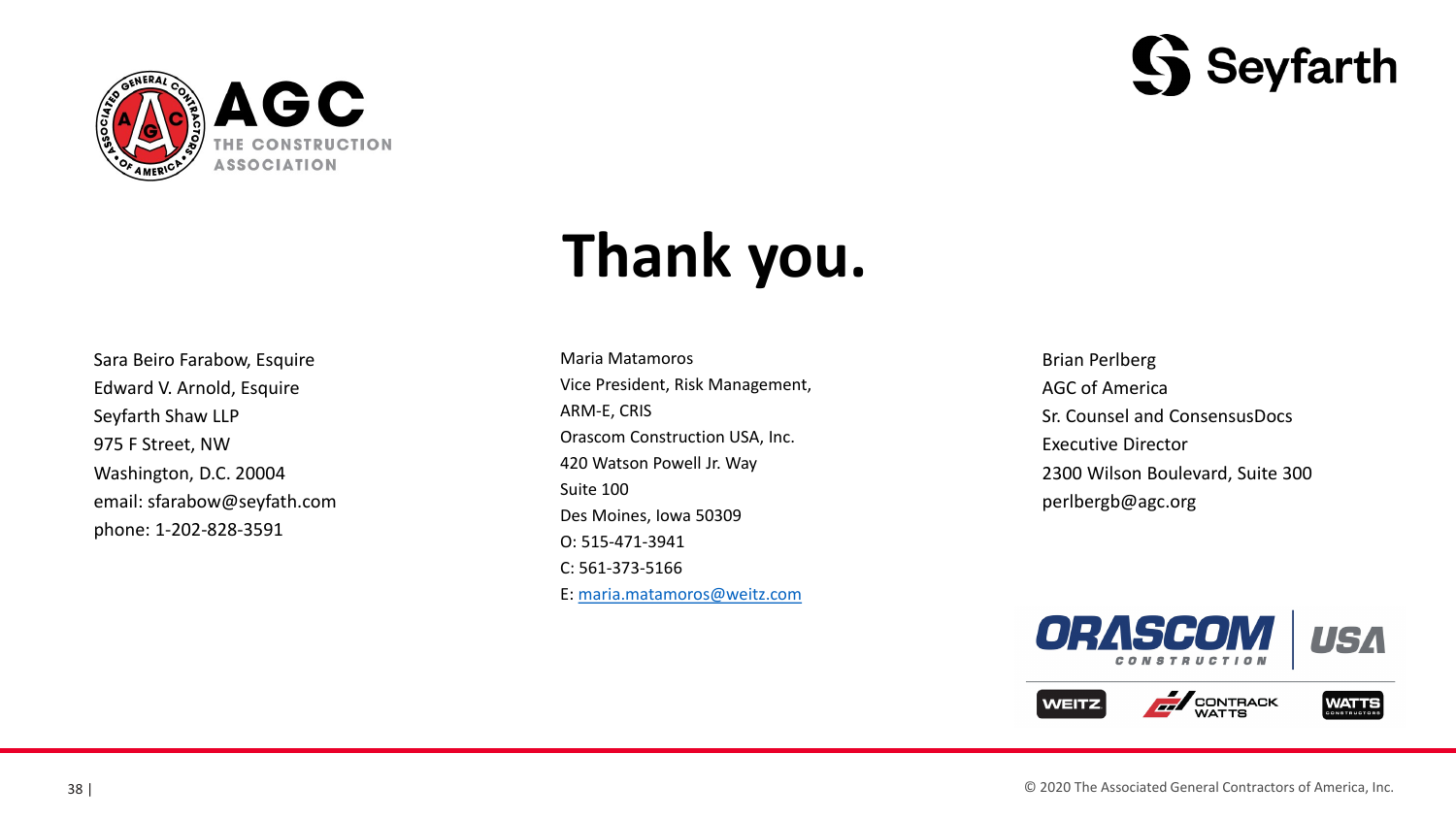# Thank you.

Sara Beiro Farabow, Esquire
Edward V. Arnold, Esquire
Seyfarth Shaw LLP
975 F Street, NW
Washington, D.C. 20004
email: sfarabow@seyfath.com
phone: 1-202-828-3591

Maria Matamoros
Vice President, Risk Management,
ARM-E, CRIS
Orascom Construction USA, Inc.
420 Watson Powell Jr. Way
Suite 100
Des Moines, Iowa 50309
O: 515-471-3941
C: 561-373-5166
E: maria.matamoros@weitz.com

Brian Perlberg
AGC of America
Sr. Counsel and ConsensusDocs
Executive Director
2300 Wilson Boulevard, Suite 300
perlbergb@agc.org

© 2020 The Associated General Contractors of America, Inc.